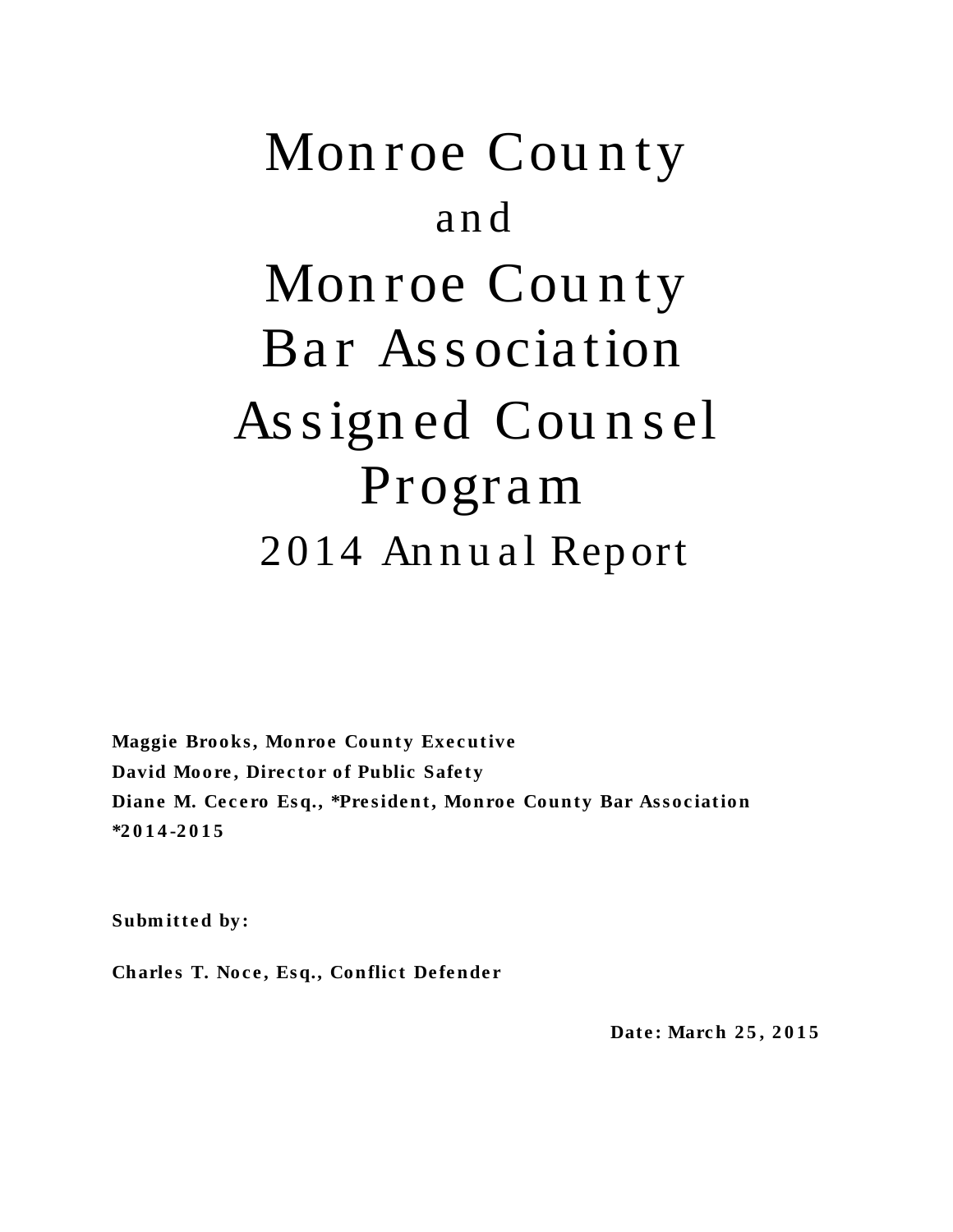# Monroe County

# and

# Monroe County Bar Association Assigned Counsel Program

## 2014 Annual Report

**Maggie Brooks, Monroe County Executive**

**David Moore, Director of Public Safety**

**Diane M. Cecero Esq., *President, Monroe County Bar Association**

***2014-2015**

**Submitted by:**

**Charles T. Noce, Esq., Conflict Defender**

**Date: March 25, 2015**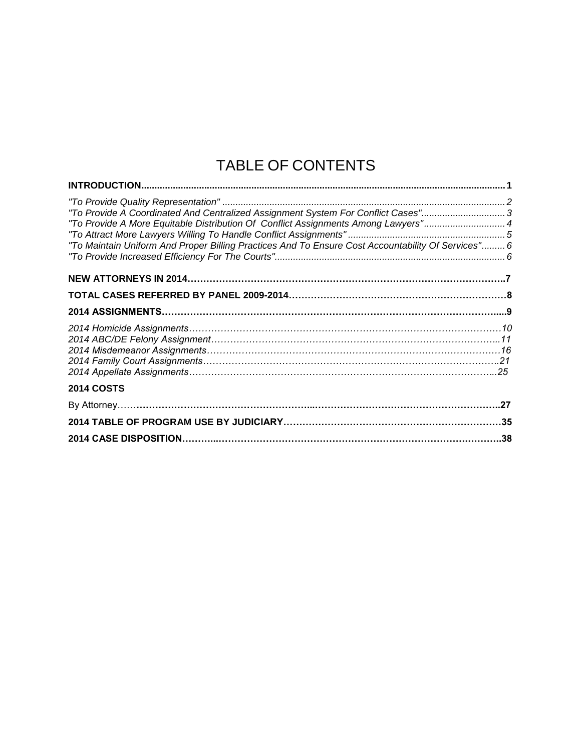# TABLE OF CONTENTS

**INTRODUCTION** ........ **1**

*"To Provide Quality Representation"* ........ *2*
*"To Provide A Coordinated And Centralized Assignment System For Conflict Cases"* ........ *3*
*"To Provide A More Equitable Distribution Of Conflict Assignments Among Lawyers"* ........ *4*
*"To Attract More Lawyers Willing To Handle Conflict Assignments"* ........ *5*
*"To Maintain Uniform And Proper Billing Practices And To Ensure Cost Accountability Of Services"* ........ *6*
*"To Provide Increased Efficiency For The Courts"* ........ *6*

**NEW ATTORNEYS IN 2014** ........ **7**

**TOTAL CASES REFERRED BY PANEL 2009-2014** ........ **8**

**2014 ASSIGNMENTS** ........ **9**

*2014 Homicide Assignments* ........ *10*
*2014 ABC/DE Felony Assignment* ........ *11*
*2014 Misdemeanor Assignments* ........ *16*
*2014 Family Court Assignments* ........ *21*
*2014 Appellate Assignments* ........ *25*

**2014 COSTS**

By Attorney ........ **27**

**2014 TABLE OF PROGRAM USE BY JUDICIARY** ........ **35**

**2014 CASE DISPOSITION** ........ **38**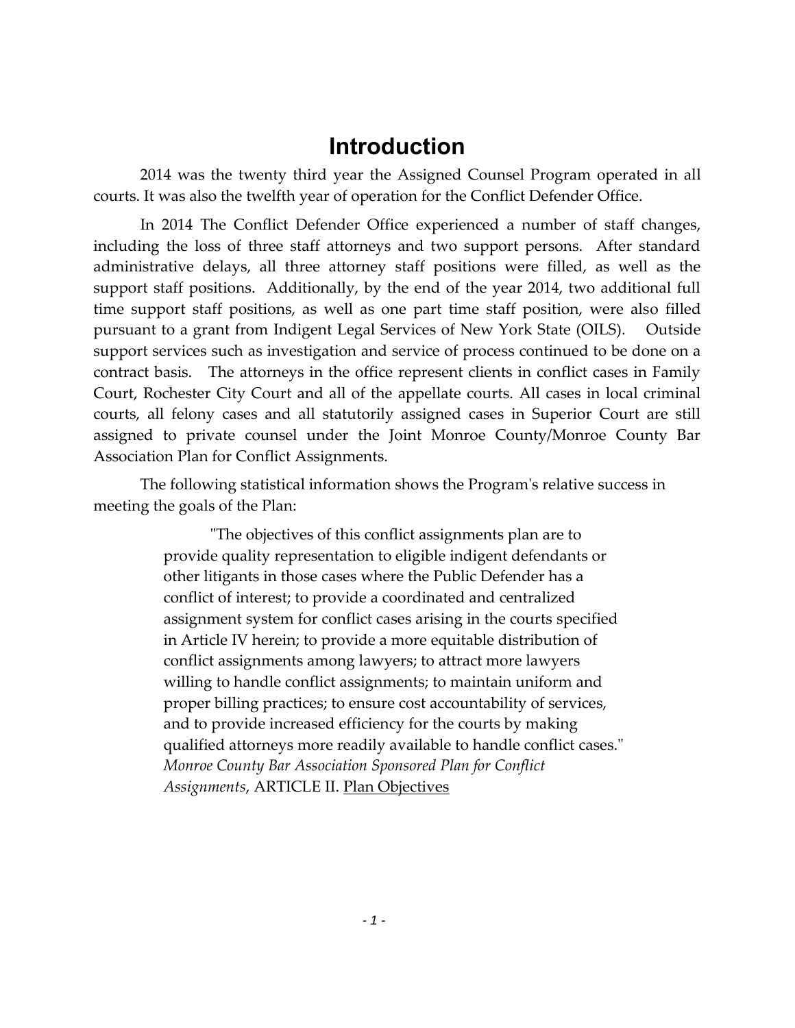# Introduction

2014 was the twenty third year the Assigned Counsel Program operated in all courts. It was also the twelfth year of operation for the Conflict Defender Office.

In 2014 The Conflict Defender Office experienced a number of staff changes, including the loss of three staff attorneys and two support persons. After standard administrative delays, all three attorney staff positions were filled, as well as the support staff positions. Additionally, by the end of the year 2014, two additional full time support staff positions, as well as one part time staff position, were also filled pursuant to a grant from Indigent Legal Services of New York State (OILS). Outside support services such as investigation and service of process continued to be done on a contract basis. The attorneys in the office represent clients in conflict cases in Family Court, Rochester City Court and all of the appellate courts. All cases in local criminal courts, all felony cases and all statutorily assigned cases in Superior Court are still assigned to private counsel under the Joint Monroe County/Monroe County Bar Association Plan for Conflict Assignments.

The following statistical information shows the Program's relative success in meeting the goals of the Plan:

> "The objectives of this conflict assignments plan are to provide quality representation to eligible indigent defendants or other litigants in those cases where the Public Defender has a conflict of interest; to provide a coordinated and centralized assignment system for conflict cases arising in the courts specified in Article IV herein; to provide a more equitable distribution of conflict assignments among lawyers; to attract more lawyers willing to handle conflict assignments; to maintain uniform and proper billing practices; to ensure cost accountability of services, and to provide increased efficiency for the courts by making qualified attorneys more readily available to handle conflict cases." *Monroe County Bar Association Sponsored Plan for Conflict Assignments*, ARTICLE II. Plan Objectives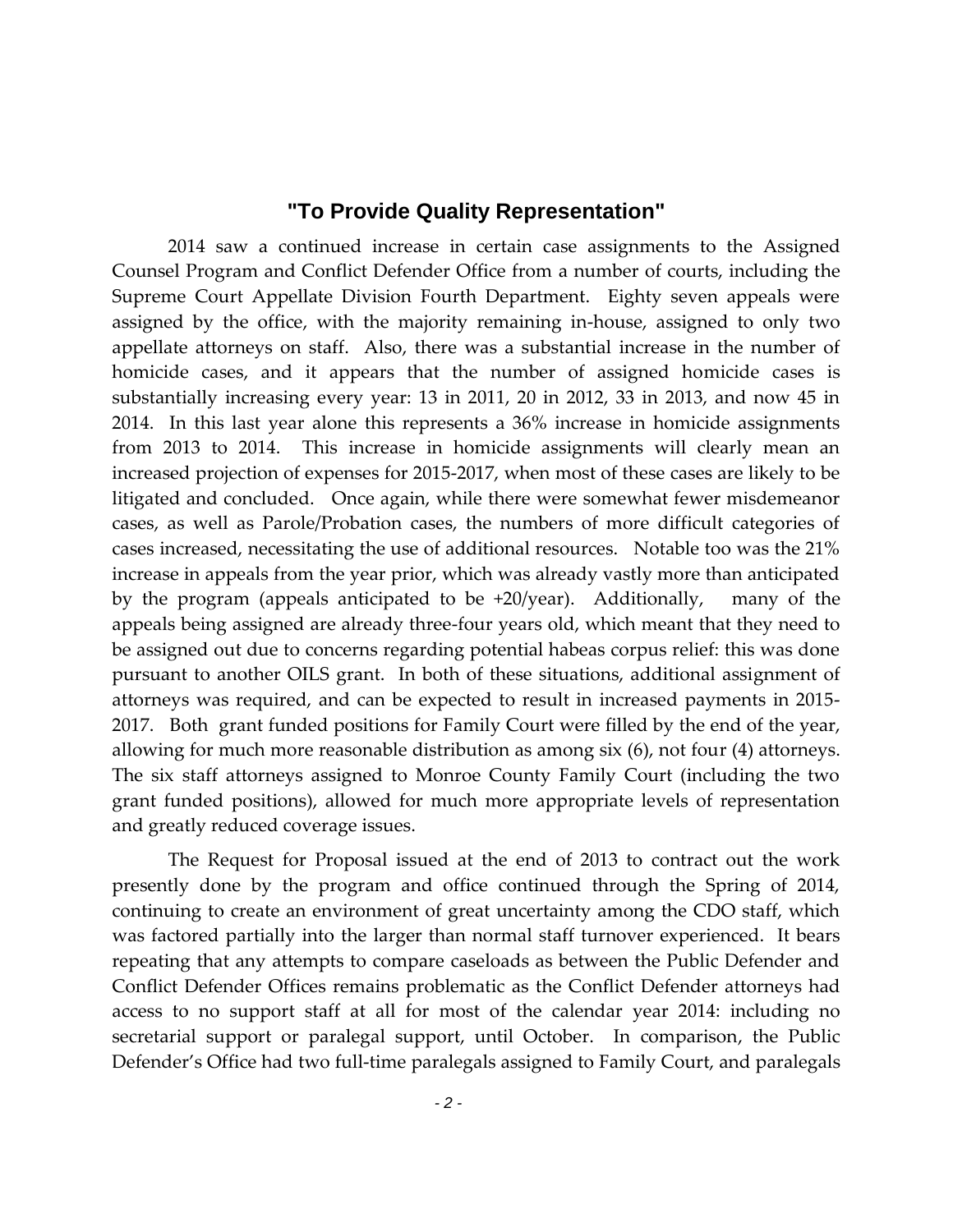## "To Provide Quality Representation"

2014 saw a continued increase in certain case assignments to the Assigned Counsel Program and Conflict Defender Office from a number of courts, including the Supreme Court Appellate Division Fourth Department. Eighty seven appeals were assigned by the office, with the majority remaining in-house, assigned to only two appellate attorneys on staff. Also, there was a substantial increase in the number of homicide cases, and it appears that the number of assigned homicide cases is substantially increasing every year: 13 in 2011, 20 in 2012, 33 in 2013, and now 45 in 2014. In this last year alone this represents a 36% increase in homicide assignments from 2013 to 2014. This increase in homicide assignments will clearly mean an increased projection of expenses for 2015-2017, when most of these cases are likely to be litigated and concluded. Once again, while there were somewhat fewer misdemeanor cases, as well as Parole/Probation cases, the numbers of more difficult categories of cases increased, necessitating the use of additional resources. Notable too was the 21% increase in appeals from the year prior, which was already vastly more than anticipated by the program (appeals anticipated to be +20/year). Additionally, many of the appeals being assigned are already three-four years old, which meant that they need to be assigned out due to concerns regarding potential habeas corpus relief: this was done pursuant to another OILS grant. In both of these situations, additional assignment of attorneys was required, and can be expected to result in increased payments in 2015-2017. Both grant funded positions for Family Court were filled by the end of the year, allowing for much more reasonable distribution as among six (6), not four (4) attorneys. The six staff attorneys assigned to Monroe County Family Court (including the two grant funded positions), allowed for much more appropriate levels of representation and greatly reduced coverage issues.

The Request for Proposal issued at the end of 2013 to contract out the work presently done by the program and office continued through the Spring of 2014, continuing to create an environment of great uncertainty among the CDO staff, which was factored partially into the larger than normal staff turnover experienced. It bears repeating that any attempts to compare caseloads as between the Public Defender and Conflict Defender Offices remains problematic as the Conflict Defender attorneys had access to no support staff at all for most of the calendar year 2014: including no secretarial support or paralegal support, until October. In comparison, the Public Defender's Office had two full-time paralegals assigned to Family Court, and paralegals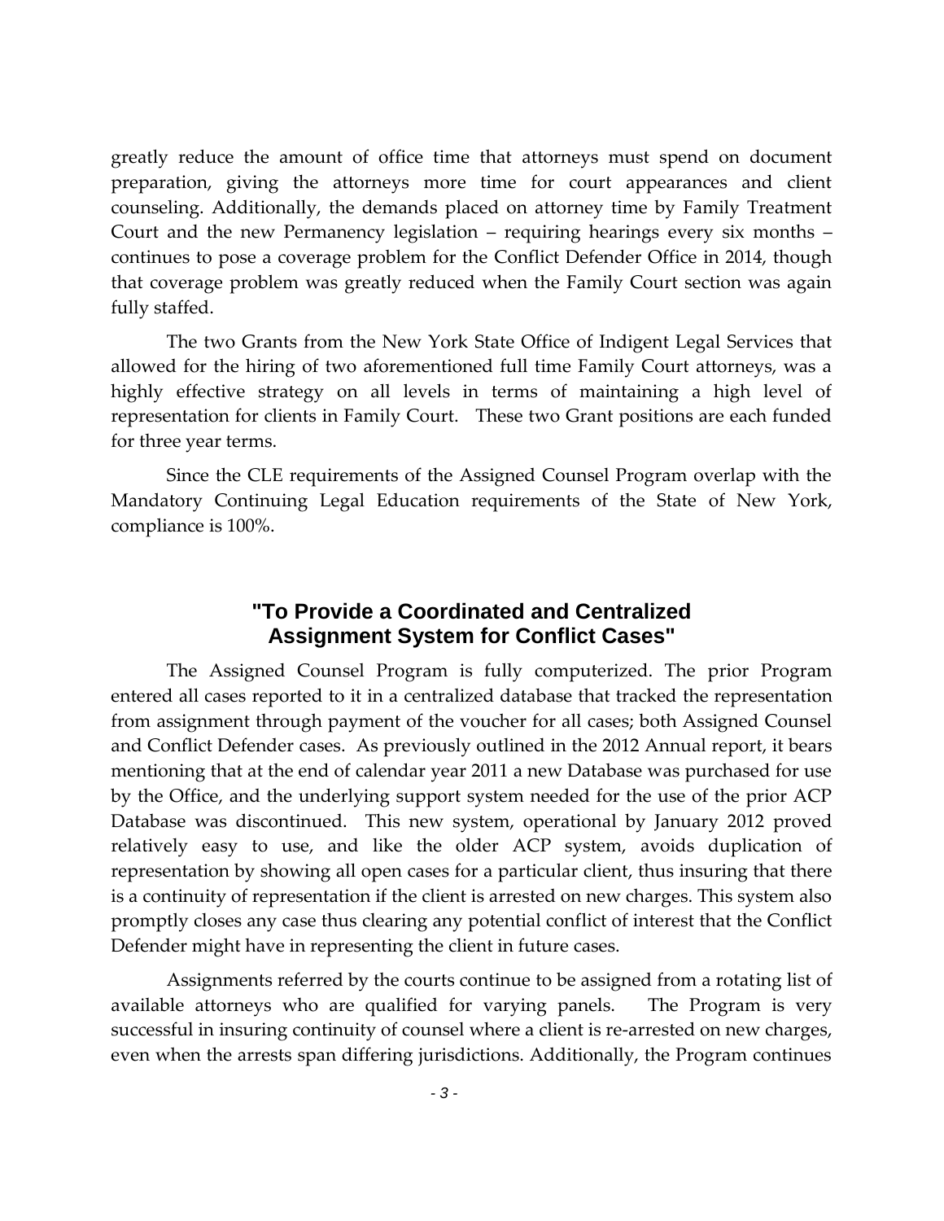greatly reduce the amount of office time that attorneys must spend on document preparation, giving the attorneys more time for court appearances and client counseling. Additionally, the demands placed on attorney time by Family Treatment Court and the new Permanency legislation – requiring hearings every six months – continues to pose a coverage problem for the Conflict Defender Office in 2014, though that coverage problem was greatly reduced when the Family Court section was again fully staffed.

The two Grants from the New York State Office of Indigent Legal Services that allowed for the hiring of two aforementioned full time Family Court attorneys, was a highly effective strategy on all levels in terms of maintaining a high level of representation for clients in Family Court. These two Grant positions are each funded for three year terms.

Since the CLE requirements of the Assigned Counsel Program overlap with the Mandatory Continuing Legal Education requirements of the State of New York, compliance is 100%.

## "To Provide a Coordinated and Centralized Assignment System for Conflict Cases"

The Assigned Counsel Program is fully computerized. The prior Program entered all cases reported to it in a centralized database that tracked the representation from assignment through payment of the voucher for all cases; both Assigned Counsel and Conflict Defender cases. As previously outlined in the 2012 Annual report, it bears mentioning that at the end of calendar year 2011 a new Database was purchased for use by the Office, and the underlying support system needed for the use of the prior ACP Database was discontinued. This new system, operational by January 2012 proved relatively easy to use, and like the older ACP system, avoids duplication of representation by showing all open cases for a particular client, thus insuring that there is a continuity of representation if the client is arrested on new charges. This system also promptly closes any case thus clearing any potential conflict of interest that the Conflict Defender might have in representing the client in future cases.

Assignments referred by the courts continue to be assigned from a rotating list of available attorneys who are qualified for varying panels. The Program is very successful in insuring continuity of counsel where a client is re-arrested on new charges, even when the arrests span differing jurisdictions. Additionally, the Program continues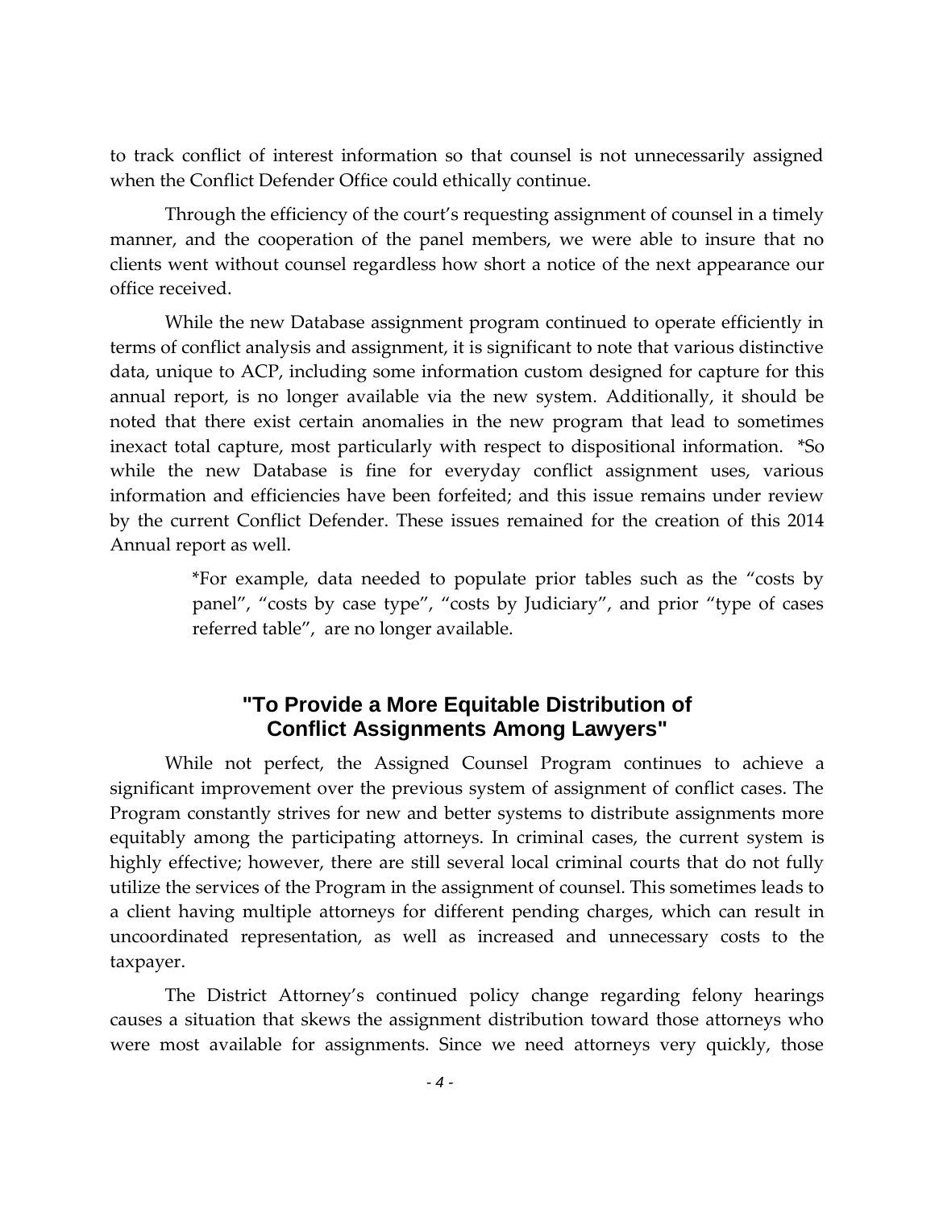to track conflict of interest information so that counsel is not unnecessarily assigned when the Conflict Defender Office could ethically continue.

Through the efficiency of the court's requesting assignment of counsel in a timely manner, and the cooperation of the panel members, we were able to insure that no clients went without counsel regardless how short a notice of the next appearance our office received.

While the new Database assignment program continued to operate efficiently in terms of conflict analysis and assignment, it is significant to note that various distinctive data, unique to ACP, including some information custom designed for capture for this annual report, is no longer available via the new system. Additionally, it should be noted that there exist certain anomalies in the new program that lead to sometimes inexact total capture, most particularly with respect to dispositional information. *So while the new Database is fine for everyday conflict assignment uses, various information and efficiencies have been forfeited; and this issue remains under review by the current Conflict Defender. These issues remained for the creation of this 2014 Annual report as well.

> *For example, data needed to populate prior tables such as the "costs by panel", "costs by case type", "costs by Judiciary", and prior "type of cases referred table", are no longer available.

## "To Provide a More Equitable Distribution of Conflict Assignments Among Lawyers"

While not perfect, the Assigned Counsel Program continues to achieve a significant improvement over the previous system of assignment of conflict cases. The Program constantly strives for new and better systems to distribute assignments more equitably among the participating attorneys. In criminal cases, the current system is highly effective; however, there are still several local criminal courts that do not fully utilize the services of the Program in the assignment of counsel. This sometimes leads to a client having multiple attorneys for different pending charges, which can result in uncoordinated representation, as well as increased and unnecessary costs to the taxpayer.

The District Attorney's continued policy change regarding felony hearings causes a situation that skews the assignment distribution toward those attorneys who were most available for assignments. Since we need attorneys very quickly, those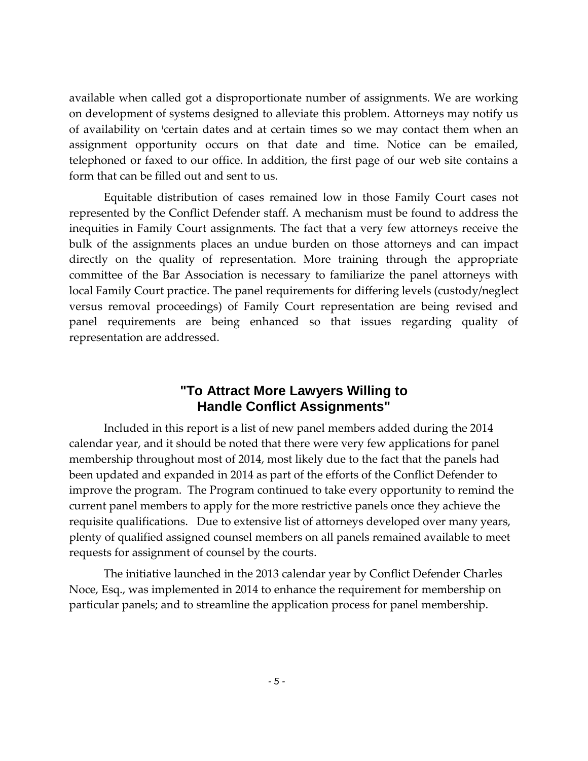available when called got a disproportionate number of assignments. We are working on development of systems designed to alleviate this problem. Attorneys may notify us of availability on certain dates and at certain times so we may contact them when an assignment opportunity occurs on that date and time. Notice can be emailed, telephoned or faxed to our office. In addition, the first page of our web site contains a form that can be filled out and sent to us.

Equitable distribution of cases remained low in those Family Court cases not represented by the Conflict Defender staff. A mechanism must be found to address the inequities in Family Court assignments. The fact that a very few attorneys receive the bulk of the assignments places an undue burden on those attorneys and can impact directly on the quality of representation. More training through the appropriate committee of the Bar Association is necessary to familiarize the panel attorneys with local Family Court practice. The panel requirements for differing levels (custody/neglect versus removal proceedings) of Family Court representation are being revised and panel requirements are being enhanced so that issues regarding quality of representation are addressed.

## "To Attract More Lawyers Willing to Handle Conflict Assignments"

Included in this report is a list of new panel members added during the 2014 calendar year, and it should be noted that there were very few applications for panel membership throughout most of 2014, most likely due to the fact that the panels had been updated and expanded in 2014 as part of the efforts of the Conflict Defender to improve the program. The Program continued to take every opportunity to remind the current panel members to apply for the more restrictive panels once they achieve the requisite qualifications. Due to extensive list of attorneys developed over many years, plenty of qualified assigned counsel members on all panels remained available to meet requests for assignment of counsel by the courts.

The initiative launched in the 2013 calendar year by Conflict Defender Charles Noce, Esq., was implemented in 2014 to enhance the requirement for membership on particular panels; and to streamline the application process for panel membership.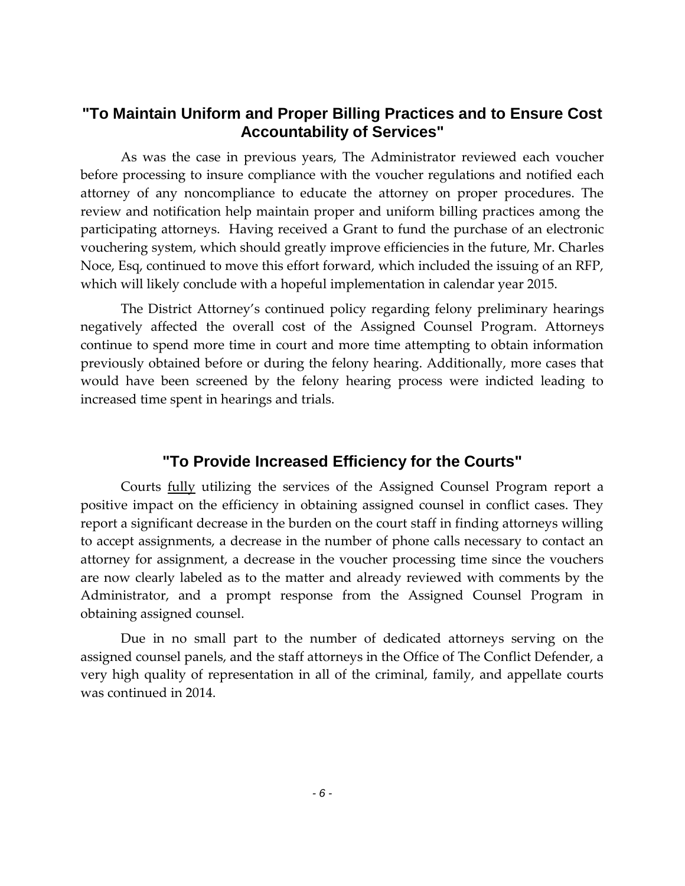## "To Maintain Uniform and Proper Billing Practices and to Ensure Cost Accountability of Services"

As was the case in previous years, The Administrator reviewed each voucher before processing to insure compliance with the voucher regulations and notified each attorney of any noncompliance to educate the attorney on proper procedures. The review and notification help maintain proper and uniform billing practices among the participating attorneys. Having received a Grant to fund the purchase of an electronic vouchering system, which should greatly improve efficiencies in the future, Mr. Charles Noce, Esq, continued to move this effort forward, which included the issuing of an RFP, which will likely conclude with a hopeful implementation in calendar year 2015.

The District Attorney's continued policy regarding felony preliminary hearings negatively affected the overall cost of the Assigned Counsel Program. Attorneys continue to spend more time in court and more time attempting to obtain information previously obtained before or during the felony hearing. Additionally, more cases that would have been screened by the felony hearing process were indicted leading to increased time spent in hearings and trials.

## "To Provide Increased Efficiency for the Courts"

Courts fully utilizing the services of the Assigned Counsel Program report a positive impact on the efficiency in obtaining assigned counsel in conflict cases. They report a significant decrease in the burden on the court staff in finding attorneys willing to accept assignments, a decrease in the number of phone calls necessary to contact an attorney for assignment, a decrease in the voucher processing time since the vouchers are now clearly labeled as to the matter and already reviewed with comments by the Administrator, and a prompt response from the Assigned Counsel Program in obtaining assigned counsel.

Due in no small part to the number of dedicated attorneys serving on the assigned counsel panels, and the staff attorneys in the Office of The Conflict Defender, a very high quality of representation in all of the criminal, family, and appellate courts was continued in 2014.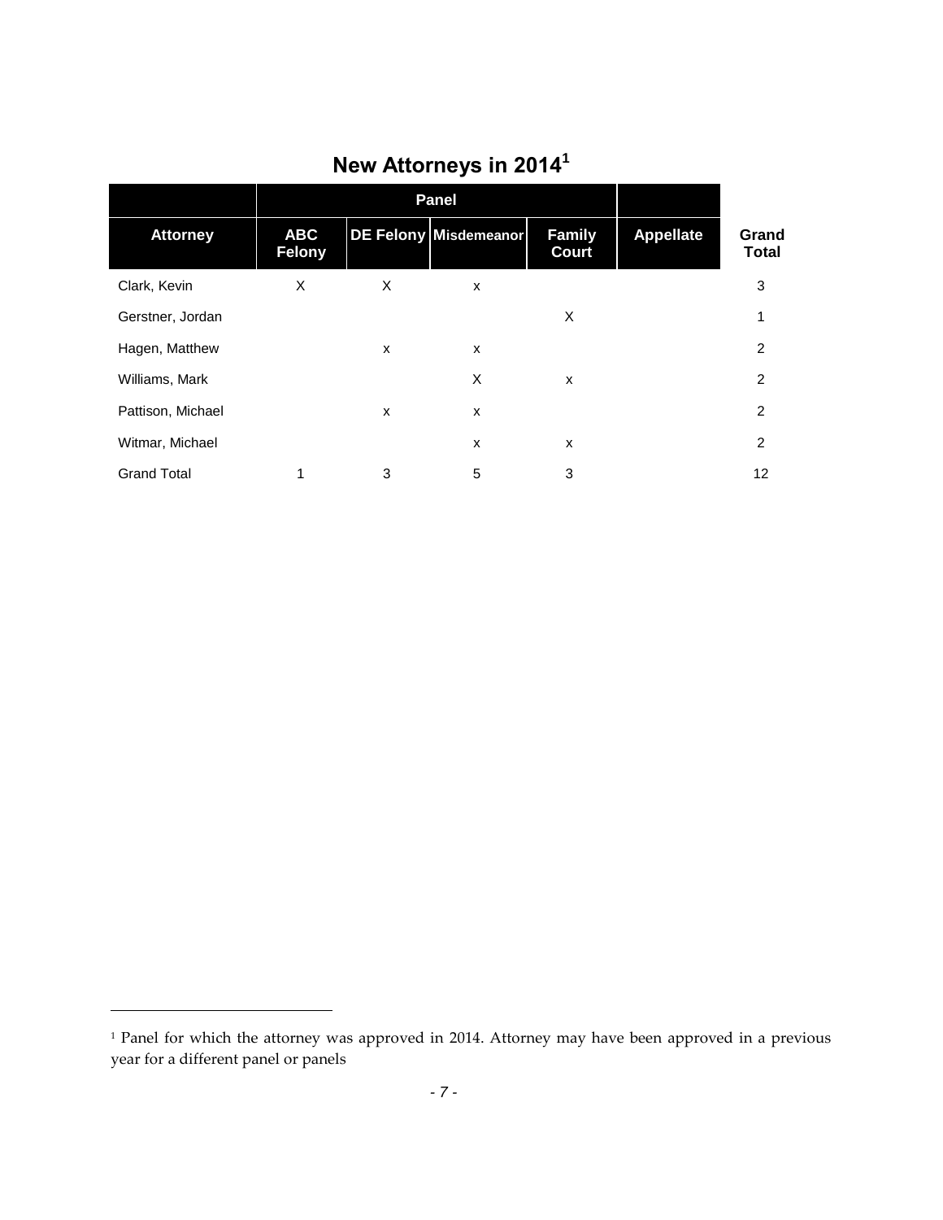## New Attorneys in 2014[1]

| | Panel | | | | | |
|---|---|---|---|---|---|---|
| **Attorney** | **ABC Felony** | **DE Felony** | **Misdemeanor** | **Family Court** | **Appellate** | **Grand Total** |
| Clark, Kevin | X | X | x | | | 3 |
| Gerstner, Jordan | | | | X | | 1 |
| Hagen, Matthew | | x | x | | | 2 |
| Williams, Mark | | | X | x | | 2 |
| Pattison, Michael | | x | x | | | 2 |
| Witmar, Michael | | | x | x | | 2 |
| Grand Total | 1 | 3 | 5 | 3 | | 12 |

[1] Panel for which the attorney was approved in 2014. Attorney may have been approved in a previous year for a different panel or panels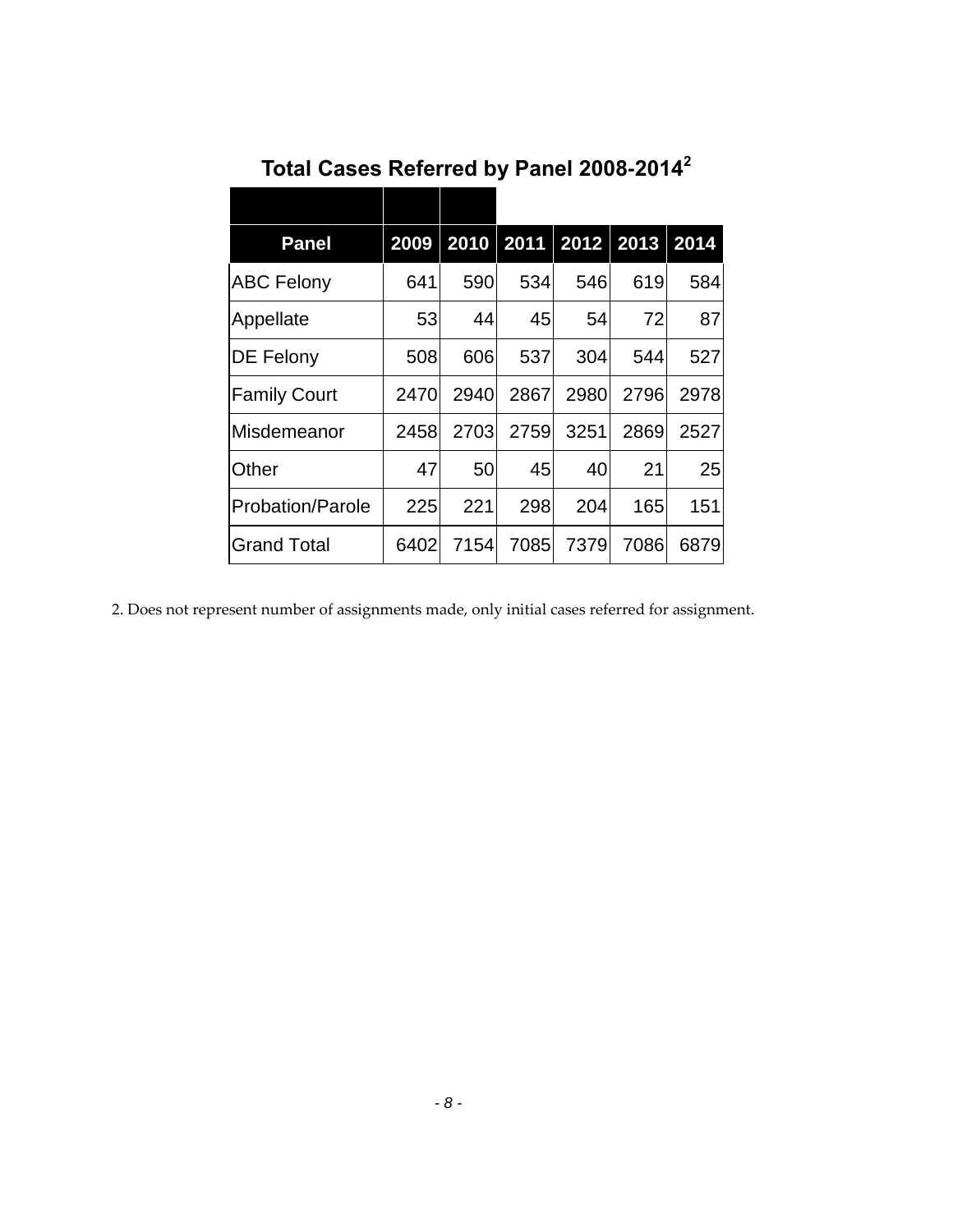## Total Cases Referred by Panel 2008-2014[2]

| Panel | 2009 | 2010 | 2011 | 2012 | 2013 | 2014 |
|---|---|---|---|---|---|---|
| ABC Felony | 641 | 590 | 534 | 546 | 619 | 584 |
| Appellate | 53 | 44 | 45 | 54 | 72 | 87 |
| DE Felony | 508 | 606 | 537 | 304 | 544 | 527 |
| Family Court | 2470 | 2940 | 2867 | 2980 | 2796 | 2978 |
| Misdemeanor | 2458 | 2703 | 2759 | 3251 | 2869 | 2527 |
| Other | 47 | 50 | 45 | 40 | 21 | 25 |
| Probation/Parole | 225 | 221 | 298 | 204 | 165 | 151 |
| Grand Total | 6402 | 7154 | 7085 | 7379 | 7086 | 6879 |

2. Does not represent number of assignments made, only initial cases referred for assignment.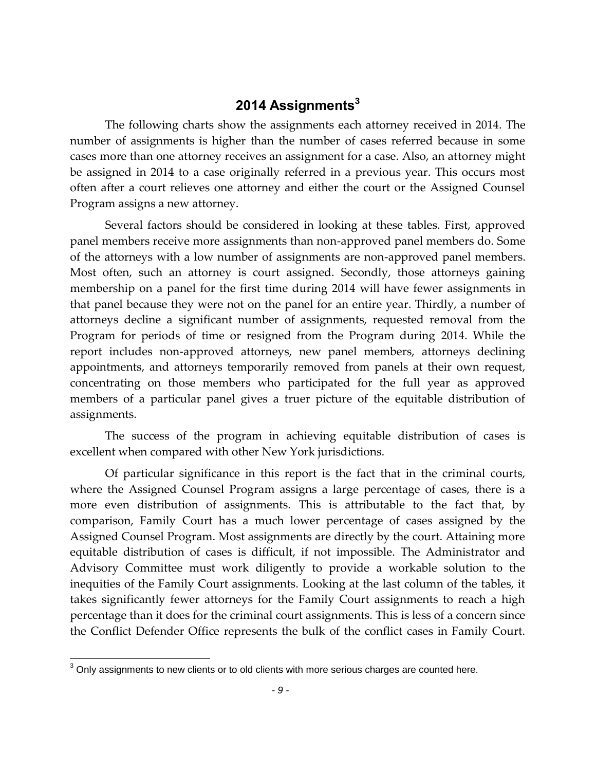## 2014 Assignments[3]

The following charts show the assignments each attorney received in 2014. The number of assignments is higher than the number of cases referred because in some cases more than one attorney receives an assignment for a case. Also, an attorney might be assigned in 2014 to a case originally referred in a previous year. This occurs most often after a court relieves one attorney and either the court or the Assigned Counsel Program assigns a new attorney.

Several factors should be considered in looking at these tables. First, approved panel members receive more assignments than non-approved panel members do. Some of the attorneys with a low number of assignments are non-approved panel members. Most often, such an attorney is court assigned. Secondly, those attorneys gaining membership on a panel for the first time during 2014 will have fewer assignments in that panel because they were not on the panel for an entire year. Thirdly, a number of attorneys decline a significant number of assignments, requested removal from the Program for periods of time or resigned from the Program during 2014. While the report includes non-approved attorneys, new panel members, attorneys declining appointments, and attorneys temporarily removed from panels at their own request, concentrating on those members who participated for the full year as approved members of a particular panel gives a truer picture of the equitable distribution of assignments.

The success of the program in achieving equitable distribution of cases is excellent when compared with other New York jurisdictions.

Of particular significance in this report is the fact that in the criminal courts, where the Assigned Counsel Program assigns a large percentage of cases, there is a more even distribution of assignments. This is attributable to the fact that, by comparison, Family Court has a much lower percentage of cases assigned by the Assigned Counsel Program. Most assignments are directly by the court. Attaining more equitable distribution of cases is difficult, if not impossible. The Administrator and Advisory Committee must work diligently to provide a workable solution to the inequities of the Family Court assignments. Looking at the last column of the tables, it takes significantly fewer attorneys for the Family Court assignments to reach a high percentage than it does for the criminal court assignments. This is less of a concern since the Conflict Defender Office represents the bulk of the conflict cases in Family Court.

[3] Only assignments to new clients or to old clients with more serious charges are counted here.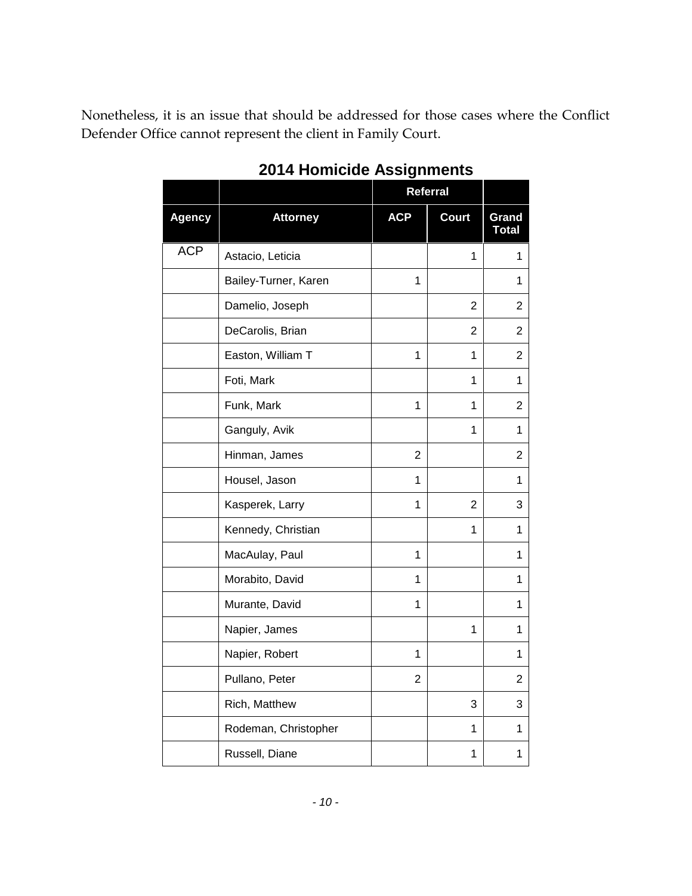Nonetheless, it is an issue that should be addressed for those cases where the Conflict Defender Office cannot represent the client in Family Court.

## 2014 Homicide Assignments

| | | Referral | | |
|---|---|---|---|---|
| **Agency** | **Attorney** | **ACP** | **Court** | **Grand Total** |
| ACP | Astacio, Leticia | | 1 | 1 |
| | Bailey-Turner, Karen | 1 | | 1 |
| | Damelio, Joseph | | 2 | 2 |
| | DeCarolis, Brian | | 2 | 2 |
| | Easton, William T | 1 | 1 | 2 |
| | Foti, Mark | | 1 | 1 |
| | Funk, Mark | 1 | 1 | 2 |
| | Ganguly, Avik | | 1 | 1 |
| | Hinman, James | 2 | | 2 |
| | Housel, Jason | 1 | | 1 |
| | Kasperek, Larry | 1 | 2 | 3 |
| | Kennedy, Christian | | 1 | 1 |
| | MacAulay, Paul | 1 | | 1 |
| | Morabito, David | 1 | | 1 |
| | Murante, David | 1 | | 1 |
| | Napier, James | | 1 | 1 |
| | Napier, Robert | 1 | | 1 |
| | Pullano, Peter | 2 | | 2 |
| | Rich, Matthew | | 3 | 3 |
| | Rodeman, Christopher | | 1 | 1 |
| | Russell, Diane | | 1 | 1 |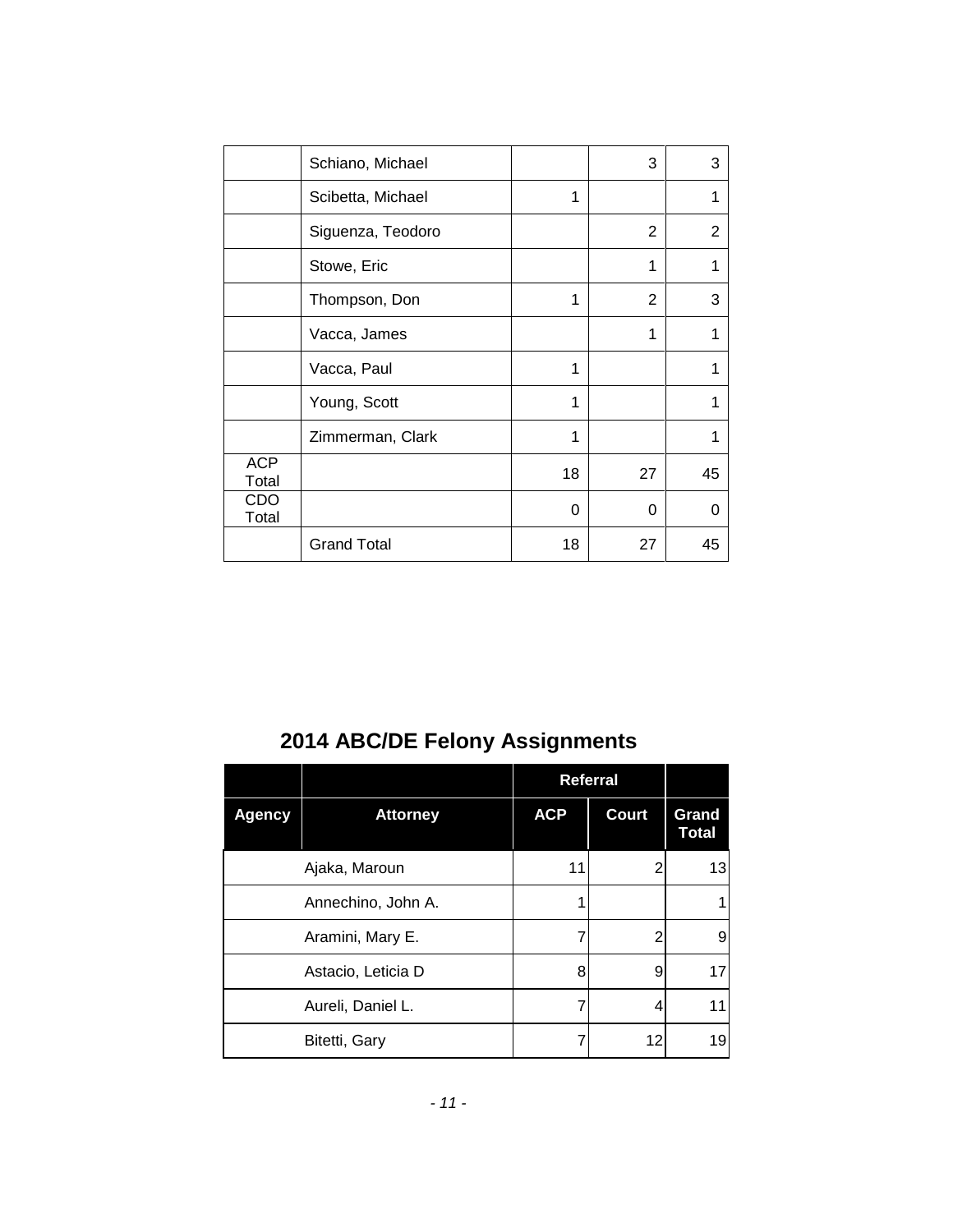| | | | | |
|---|---|---|---|---|
| | Schiano, Michael | | 3 | 3 |
| | Scibetta, Michael | 1 | | 1 |
| | Siguenza, Teodoro | | 2 | 2 |
| | Stowe, Eric | | 1 | 1 |
| | Thompson, Don | 1 | 2 | 3 |
| | Vacca, James | | 1 | 1 |
| | Vacca, Paul | 1 | | 1 |
| | Young, Scott | 1 | | 1 |
| | Zimmerman, Clark | 1 | | 1 |
| ACP Total | | 18 | 27 | 45 |
| CDO Total | | 0 | 0 | 0 |
| | Grand Total | 18 | 27 | 45 |

## 2014 ABC/DE Felony Assignments

| | | Referral | | |
|---|---|---|---|---|
| **Agency** | **Attorney** | **ACP** | **Court** | **Grand Total** |
| | Ajaka, Maroun | 11 | 2 | 13 |
| | Annechino, John A. | 1 | | 1 |
| | Aramini, Mary E. | 7 | 2 | 9 |
| | Astacio, Leticia D | 8 | 9 | 17 |
| | Aureli, Daniel L. | 7 | 4 | 11 |
| | Bitetti, Gary | 7 | 12 | 19 |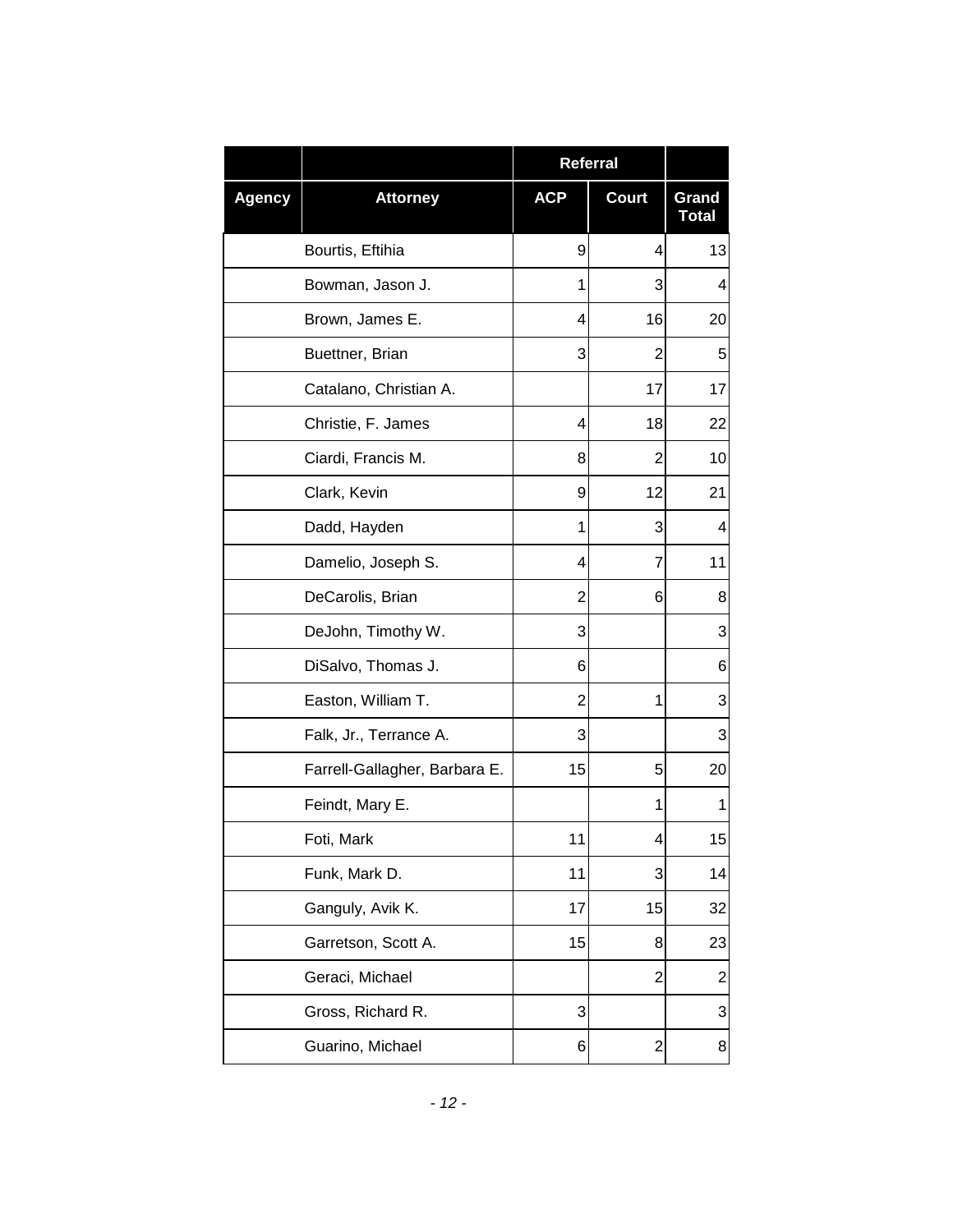| | | Referral | | |
|---|---|---|---|---|
| **Agency** | **Attorney** | **ACP** | **Court** | **Grand Total** |
| | Bourtis, Eftihia | 9 | 4 | 13 |
| | Bowman, Jason J. | 1 | 3 | 4 |
| | Brown, James E. | 4 | 16 | 20 |
| | Buettner, Brian | 3 | 2 | 5 |
| | Catalano, Christian A. | | 17 | 17 |
| | Christie, F. James | 4 | 18 | 22 |
| | Ciardi, Francis M. | 8 | 2 | 10 |
| | Clark, Kevin | 9 | 12 | 21 |
| | Dadd, Hayden | 1 | 3 | 4 |
| | Damelio, Joseph S. | 4 | 7 | 11 |
| | DeCarolis, Brian | 2 | 6 | 8 |
| | DeJohn, Timothy W. | 3 | | 3 |
| | DiSalvo, Thomas J. | 6 | | 6 |
| | Easton, William T. | 2 | 1 | 3 |
| | Falk, Jr., Terrance A. | 3 | | 3 |
| | Farrell-Gallagher, Barbara E. | 15 | 5 | 20 |
| | Feindt, Mary E. | | 1 | 1 |
| | Foti, Mark | 11 | 4 | 15 |
| | Funk, Mark D. | 11 | 3 | 14 |
| | Ganguly, Avik K. | 17 | 15 | 32 |
| | Garretson, Scott A. | 15 | 8 | 23 |
| | Geraci, Michael | | 2 | 2 |
| | Gross, Richard R. | 3 | | 3 |
| | Guarino, Michael | 6 | 2 | 8 |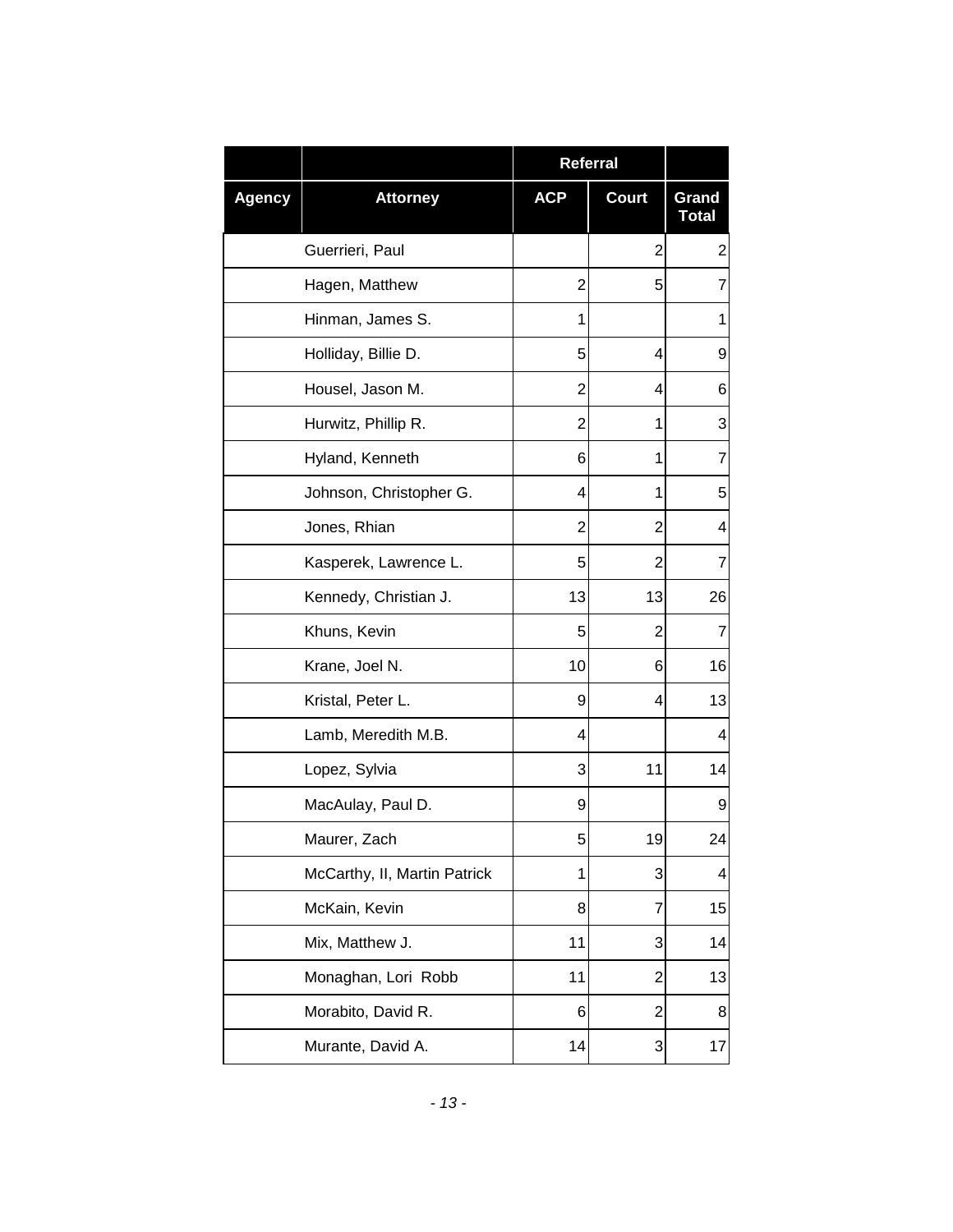| | | Referral | | |
|---|---|---|---|---|
| Agency | Attorney | ACP | Court | Grand Total |
| | Guerrieri, Paul | | 2 | 2 |
| | Hagen, Matthew | 2 | 5 | 7 |
| | Hinman, James S. | 1 | | 1 |
| | Holliday, Billie D. | 5 | 4 | 9 |
| | Housel, Jason M. | 2 | 4 | 6 |
| | Hurwitz, Phillip R. | 2 | 1 | 3 |
| | Hyland, Kenneth | 6 | 1 | 7 |
| | Johnson, Christopher G. | 4 | 1 | 5 |
| | Jones, Rhian | 2 | 2 | 4 |
| | Kasperek, Lawrence L. | 5 | 2 | 7 |
| | Kennedy, Christian J. | 13 | 13 | 26 |
| | Khuns, Kevin | 5 | 2 | 7 |
| | Krane, Joel N. | 10 | 6 | 16 |
| | Kristal, Peter L. | 9 | 4 | 13 |
| | Lamb, Meredith M.B. | 4 | | 4 |
| | Lopez, Sylvia | 3 | 11 | 14 |
| | MacAulay, Paul D. | 9 | | 9 |
| | Maurer, Zach | 5 | 19 | 24 |
| | McCarthy, II, Martin Patrick | 1 | 3 | 4 |
| | McKain, Kevin | 8 | 7 | 15 |
| | Mix, Matthew J. | 11 | 3 | 14 |
| | Monaghan, Lori Robb | 11 | 2 | 13 |
| | Morabito, David R. | 6 | 2 | 8 |
| | Murante, David A. | 14 | 3 | 17 |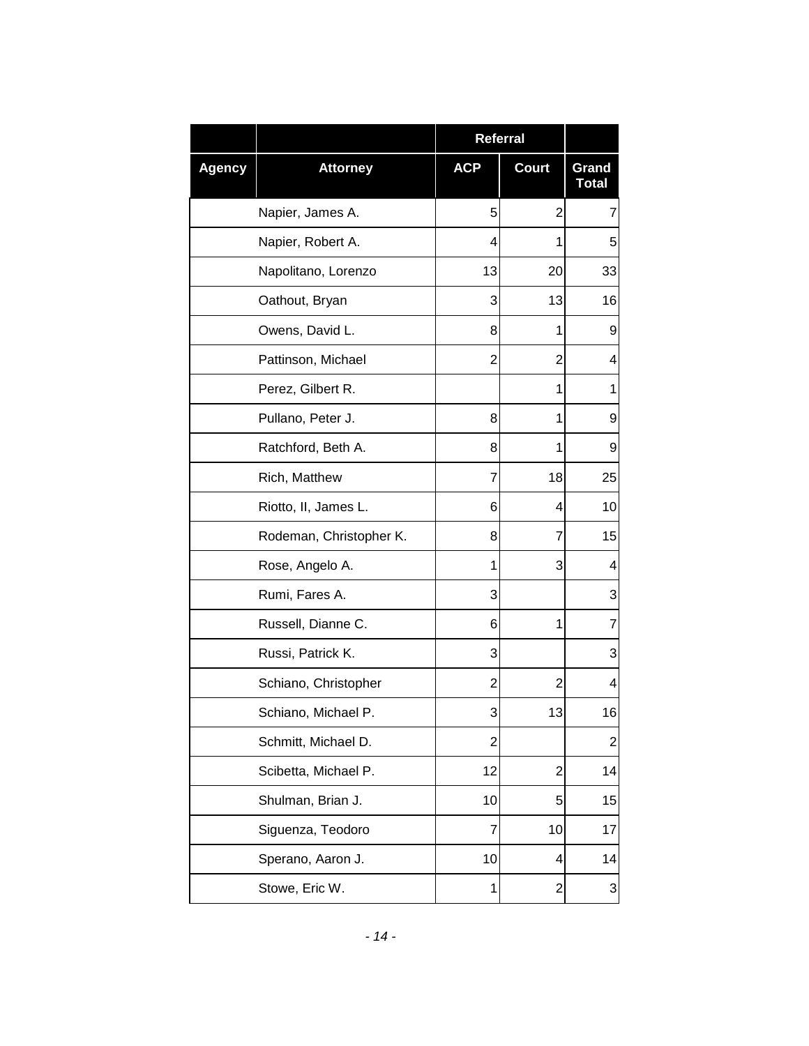| | | Referral | | |
|---|---|---|---|---|
| **Agency** | **Attorney** | **ACP** | **Court** | **Grand Total** |
| | Napier, James A. | 5 | 2 | 7 |
| | Napier, Robert A. | 4 | 1 | 5 |
| | Napolitano, Lorenzo | 13 | 20 | 33 |
| | Oathout, Bryan | 3 | 13 | 16 |
| | Owens, David L. | 8 | 1 | 9 |
| | Pattinson, Michael | 2 | 2 | 4 |
| | Perez, Gilbert R. | | 1 | 1 |
| | Pullano, Peter J. | 8 | 1 | 9 |
| | Ratchford, Beth A. | 8 | 1 | 9 |
| | Rich, Matthew | 7 | 18 | 25 |
| | Riotto, II, James L. | 6 | 4 | 10 |
| | Rodeman, Christopher K. | 8 | 7 | 15 |
| | Rose, Angelo A. | 1 | 3 | 4 |
| | Rumi, Fares A. | 3 | | 3 |
| | Russell, Dianne C. | 6 | 1 | 7 |
| | Russi, Patrick K. | 3 | | 3 |
| | Schiano, Christopher | 2 | 2 | 4 |
| | Schiano, Michael P. | 3 | 13 | 16 |
| | Schmitt, Michael D. | 2 | | 2 |
| | Scibetta, Michael P. | 12 | 2 | 14 |
| | Shulman, Brian J. | 10 | 5 | 15 |
| | Siguenza, Teodoro | 7 | 10 | 17 |
| | Sperano, Aaron J. | 10 | 4 | 14 |
| | Stowe, Eric W. | 1 | 2 | 3 |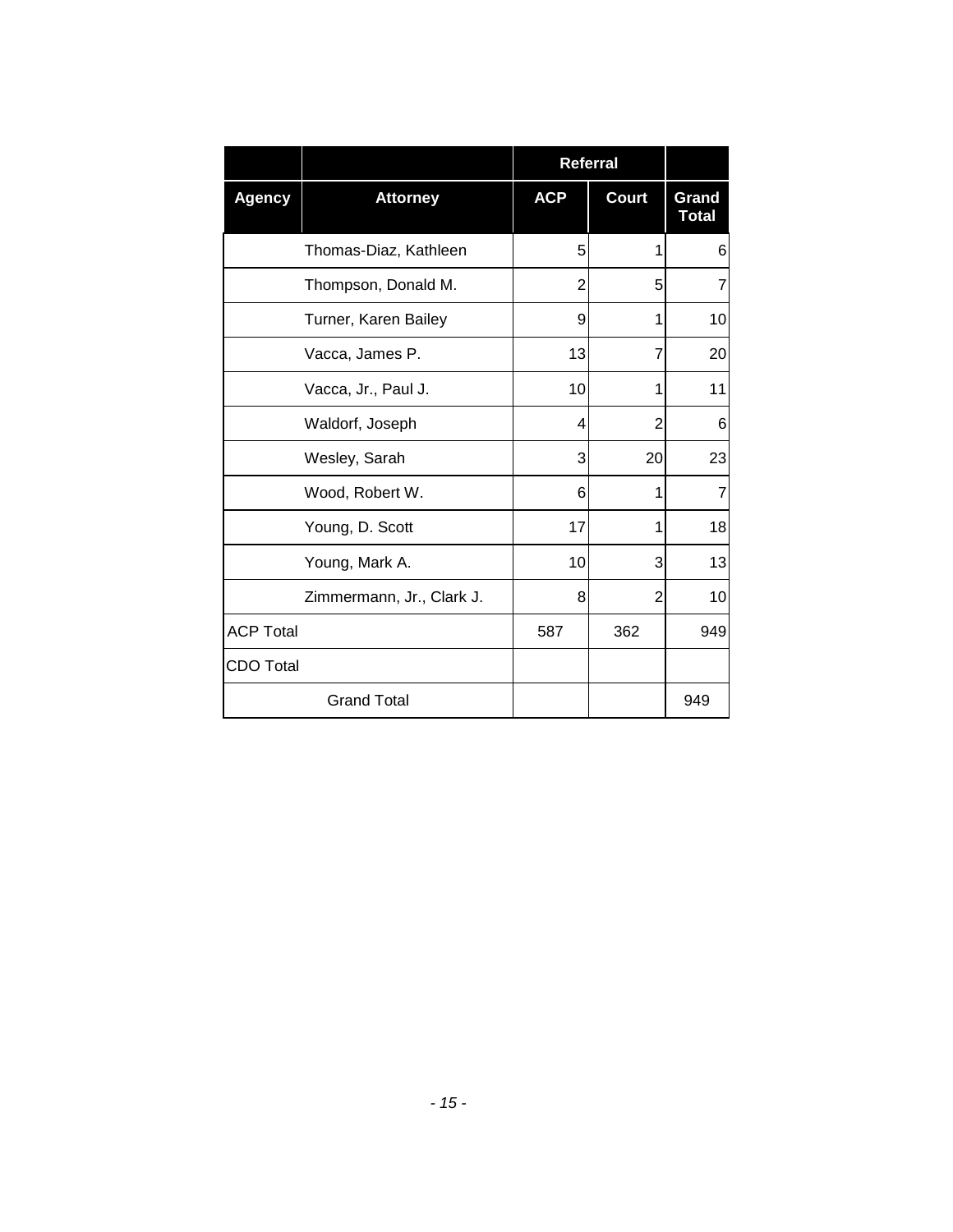| | | Referral | | |
|---|---|---|---|---|
| Agency | Attorney | ACP | Court | Grand Total |
| | Thomas-Diaz, Kathleen | 5 | 1 | 6 |
| | Thompson, Donald M. | 2 | 5 | 7 |
| | Turner, Karen Bailey | 9 | 1 | 10 |
| | Vacca, James P. | 13 | 7 | 20 |
| | Vacca, Jr., Paul J. | 10 | 1 | 11 |
| | Waldorf, Joseph | 4 | 2 | 6 |
| | Wesley, Sarah | 3 | 20 | 23 |
| | Wood, Robert W. | 6 | 1 | 7 |
| | Young, D. Scott | 17 | 1 | 18 |
| | Young, Mark A. | 10 | 3 | 13 |
| | Zimmermann, Jr., Clark J. | 8 | 2 | 10 |
| ACP Total | | 587 | 362 | 949 |
| CDO Total | | | | |
| Grand Total | | | | 949 |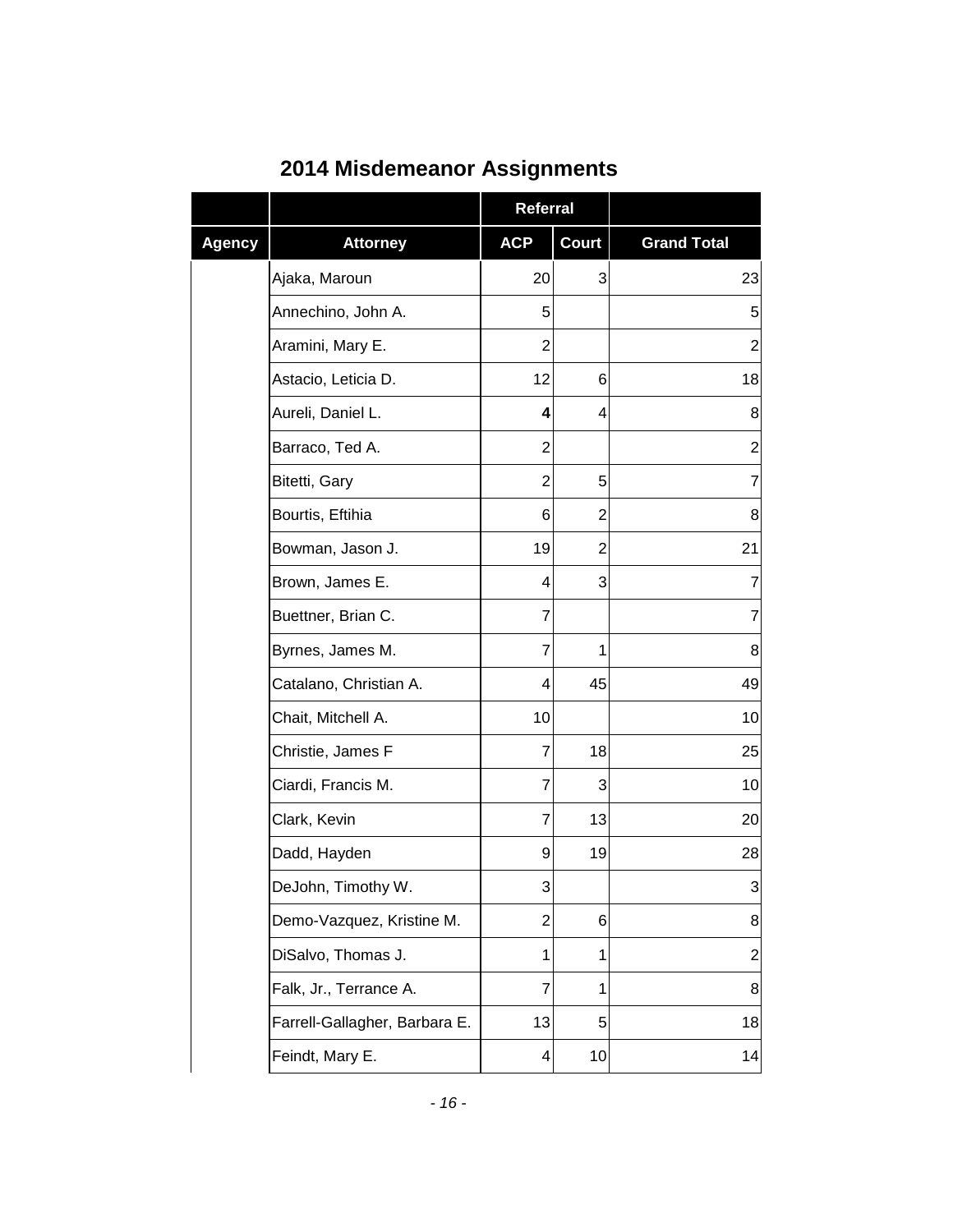## 2014 Misdemeanor Assignments

| | | Referral | | |
|---|---|---|---|---|
| Agency | Attorney | ACP | Court | Grand Total |
| | Ajaka, Maroun | 20 | 3 | 23 |
| | Annechino, John A. | 5 | | 5 |
| | Aramini, Mary E. | 2 | | 2 |
| | Astacio, Leticia D. | 12 | 6 | 18 |
| | Aureli, Daniel L. | **4** | 4 | 8 |
| | Barraco, Ted A. | 2 | | 2 |
| | Bitetti, Gary | 2 | 5 | 7 |
| | Bourtis, Eftihia | 6 | 2 | 8 |
| | Bowman, Jason J. | 19 | 2 | 21 |
| | Brown, James E. | 4 | 3 | 7 |
| | Buettner, Brian C. | 7 | | 7 |
| | Byrnes, James M. | 7 | 1 | 8 |
| | Catalano, Christian A. | 4 | 45 | 49 |
| | Chait, Mitchell A. | 10 | | 10 |
| | Christie, James F | 7 | 18 | 25 |
| | Ciardi, Francis M. | 7 | 3 | 10 |
| | Clark, Kevin | 7 | 13 | 20 |
| | Dadd, Hayden | 9 | 19 | 28 |
| | DeJohn, Timothy W. | 3 | | 3 |
| | Demo-Vazquez, Kristine M. | 2 | 6 | 8 |
| | DiSalvo, Thomas J. | 1 | 1 | 2 |
| | Falk, Jr., Terrance A. | 7 | 1 | 8 |
| | Farrell-Gallagher, Barbara E. | 13 | 5 | 18 |
| | Feindt, Mary E. | 4 | 10 | 14 |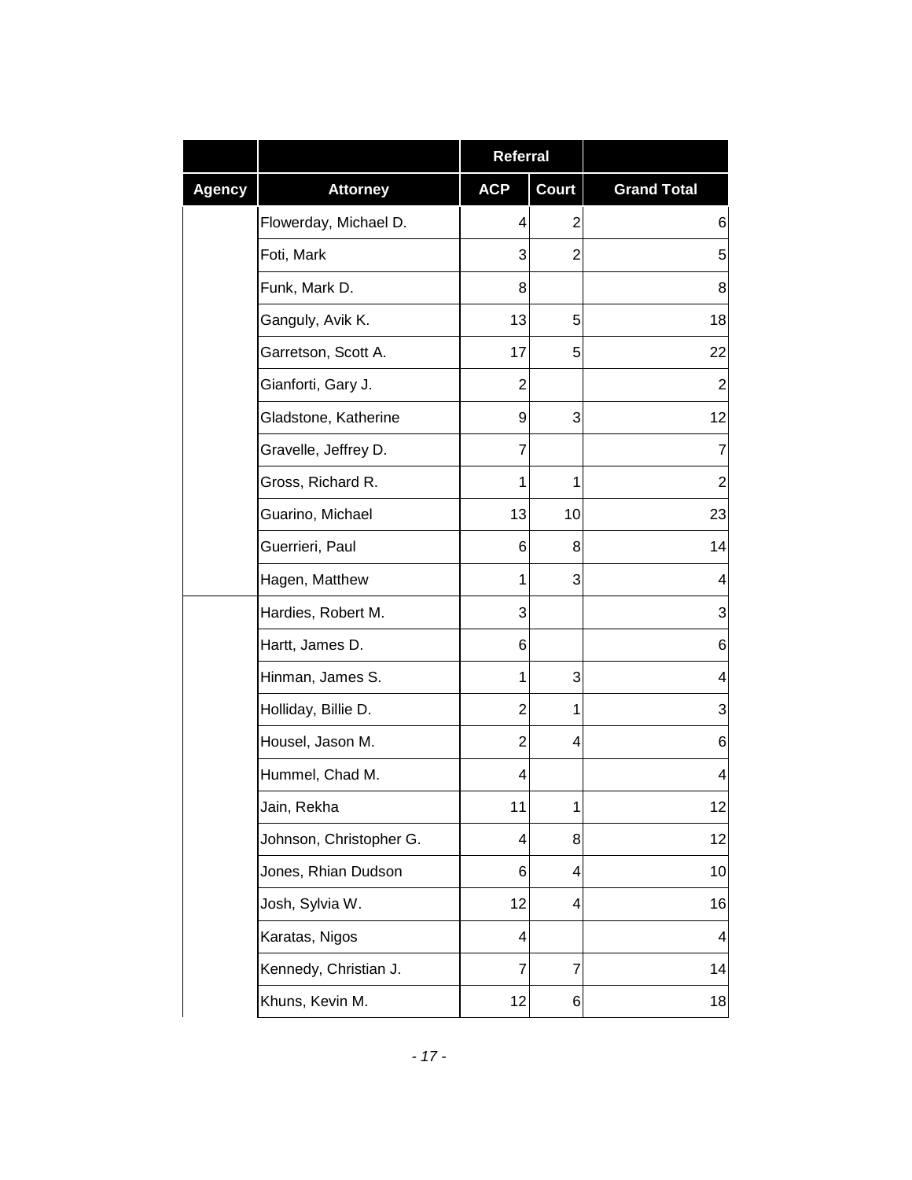| | | Referral | | |
|---|---|---|---|---|
| Agency | Attorney | ACP | Court | Grand Total |
| | Flowerday, Michael D. | 4 | 2 | 6 |
| | Foti, Mark | 3 | 2 | 5 |
| | Funk, Mark D. | 8 | | 8 |
| | Ganguly, Avik K. | 13 | 5 | 18 |
| | Garretson, Scott A. | 17 | 5 | 22 |
| | Gianforti, Gary J. | 2 | | 2 |
| | Gladstone, Katherine | 9 | 3 | 12 |
| | Gravelle, Jeffrey D. | 7 | | 7 |
| | Gross, Richard R. | 1 | 1 | 2 |
| | Guarino, Michael | 13 | 10 | 23 |
| | Guerrieri, Paul | 6 | 8 | 14 |
| | Hagen, Matthew | 1 | 3 | 4 |
| | Hardies, Robert M. | 3 | | 3 |
| | Hartt, James D. | 6 | | 6 |
| | Hinman, James S. | 1 | 3 | 4 |
| | Holliday, Billie D. | 2 | 1 | 3 |
| | Housel, Jason M. | 2 | 4 | 6 |
| | Hummel, Chad M. | 4 | | 4 |
| | Jain, Rekha | 11 | 1 | 12 |
| | Johnson, Christopher G. | 4 | 8 | 12 |
| | Jones, Rhian Dudson | 6 | 4 | 10 |
| | Josh, Sylvia W. | 12 | 4 | 16 |
| | Karatas, Nigos | 4 | | 4 |
| | Kennedy, Christian J. | 7 | 7 | 14 |
| | Khuns, Kevin M. | 12 | 6 | 18 |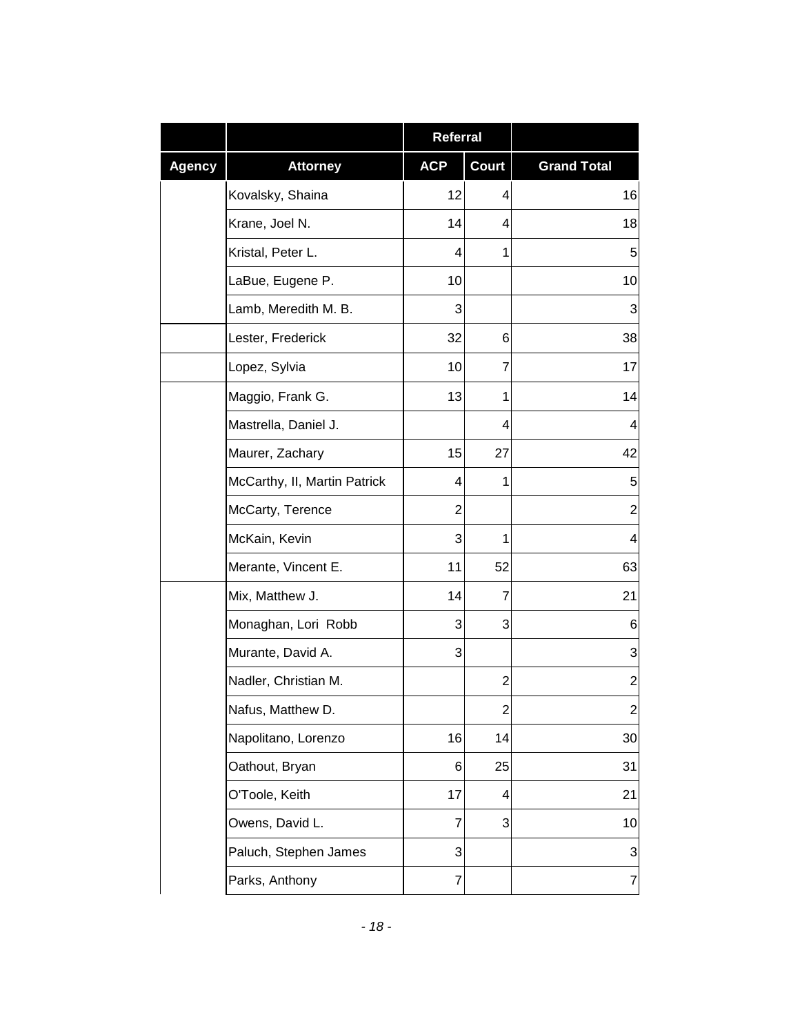| | | Referral | | |
|---|---|---|---|---|
| Agency | Attorney | ACP | Court | Grand Total |
| | Kovalsky, Shaina | 12 | 4 | 16 |
| | Krane, Joel N. | 14 | 4 | 18 |
| | Kristal, Peter L. | 4 | 1 | 5 |
| | LaBue, Eugene P. | 10 | | 10 |
| | Lamb, Meredith M. B. | 3 | | 3 |
| | Lester, Frederick | 32 | 6 | 38 |
| | Lopez, Sylvia | 10 | 7 | 17 |
| | Maggio, Frank G. | 13 | 1 | 14 |
| | Mastrella, Daniel J. | | 4 | 4 |
| | Maurer, Zachary | 15 | 27 | 42 |
| | McCarthy, II, Martin Patrick | 4 | 1 | 5 |
| | McCarty, Terence | 2 | | 2 |
| | McKain, Kevin | 3 | 1 | 4 |
| | Merante, Vincent E. | 11 | 52 | 63 |
| | Mix, Matthew J. | 14 | 7 | 21 |
| | Monaghan, Lori Robb | 3 | 3 | 6 |
| | Murante, David A. | 3 | | 3 |
| | Nadler, Christian M. | | 2 | 2 |
| | Nafus, Matthew D. | | 2 | 2 |
| | Napolitano, Lorenzo | 16 | 14 | 30 |
| | Oathout, Bryan | 6 | 25 | 31 |
| | O'Toole, Keith | 17 | 4 | 21 |
| | Owens, David L. | 7 | 3 | 10 |
| | Paluch, Stephen James | 3 | | 3 |
| | Parks, Anthony | 7 | | 7 |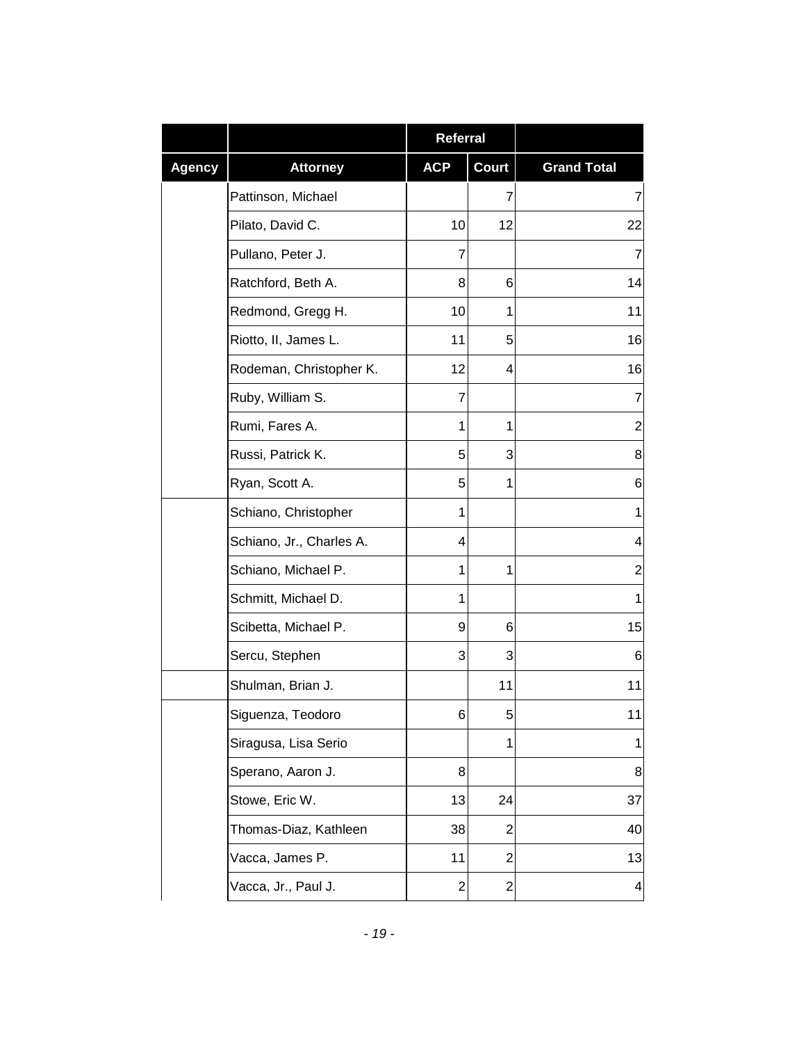| | | Referral | | |
|---|---|---|---|---|
| Agency | Attorney | ACP | Court | Grand Total |
| | Pattinson, Michael | | 7 | 7 |
| | Pilato, David C. | 10 | 12 | 22 |
| | Pullano, Peter J. | 7 | | 7 |
| | Ratchford, Beth A. | 8 | 6 | 14 |
| | Redmond, Gregg H. | 10 | 1 | 11 |
| | Riotto, II, James L. | 11 | 5 | 16 |
| | Rodeman, Christopher K. | 12 | 4 | 16 |
| | Ruby, William S. | 7 | | 7 |
| | Rumi, Fares A. | 1 | 1 | 2 |
| | Russi, Patrick K. | 5 | 3 | 8 |
| | Ryan, Scott A. | 5 | 1 | 6 |
| | Schiano, Christopher | 1 | | 1 |
| | Schiano, Jr., Charles A. | 4 | | 4 |
| | Schiano, Michael P. | 1 | 1 | 2 |
| | Schmitt, Michael D. | 1 | | 1 |
| | Scibetta, Michael P. | 9 | 6 | 15 |
| | Sercu, Stephen | 3 | 3 | 6 |
| | Shulman, Brian J. | | 11 | 11 |
| | Siguenza, Teodoro | 6 | 5 | 11 |
| | Siragusa, Lisa Serio | | 1 | 1 |
| | Sperano, Aaron J. | 8 | | 8 |
| | Stowe, Eric W. | 13 | 24 | 37 |
| | Thomas-Diaz, Kathleen | 38 | 2 | 40 |
| | Vacca, James P. | 11 | 2 | 13 |
| | Vacca, Jr., Paul J. | 2 | 2 | 4 |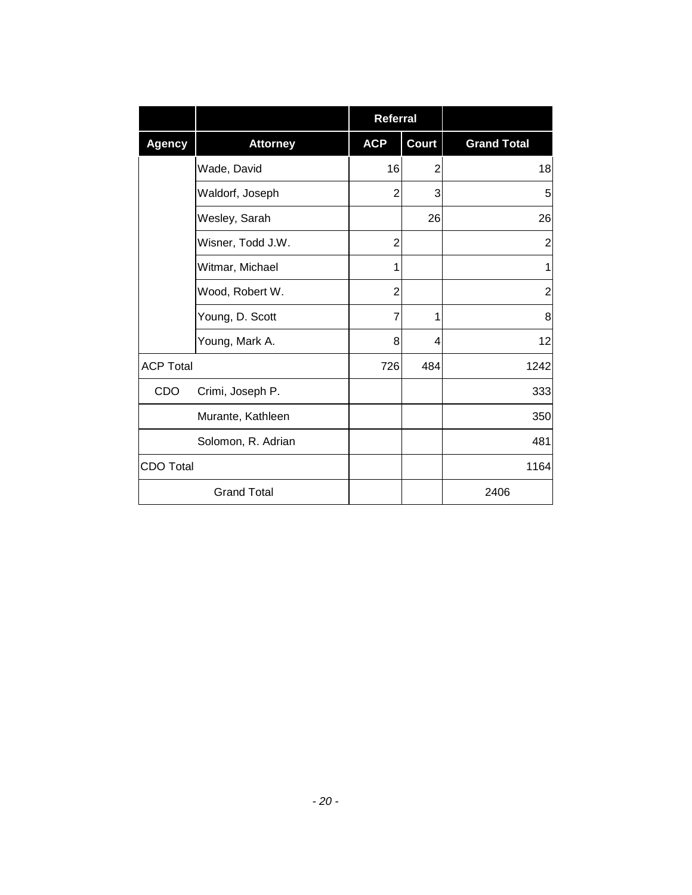| | | Referral | | |
|---|---|---|---|---|
| **Agency** | **Attorney** | **ACP** | **Court** | **Grand Total** |
| | Wade, David | 16 | 2 | 18 |
| | Waldorf, Joseph | 2 | 3 | 5 |
| | Wesley, Sarah | | 26 | 26 |
| | Wisner, Todd J.W. | 2 | | 2 |
| | Witmar, Michael | 1 | | 1 |
| | Wood, Robert W. | 2 | | 2 |
| | Young, D. Scott | 7 | 1 | 8 |
| | Young, Mark A. | 8 | 4 | 12 |
| ACP Total | | 726 | 484 | 1242 |
| CDO | Crimi, Joseph P. | | | 333 |
| | Murante, Kathleen | | | 350 |
| | Solomon, R. Adrian | | | 481 |
| CDO Total | | | | 1164 |
| Grand Total | | | | 2406 |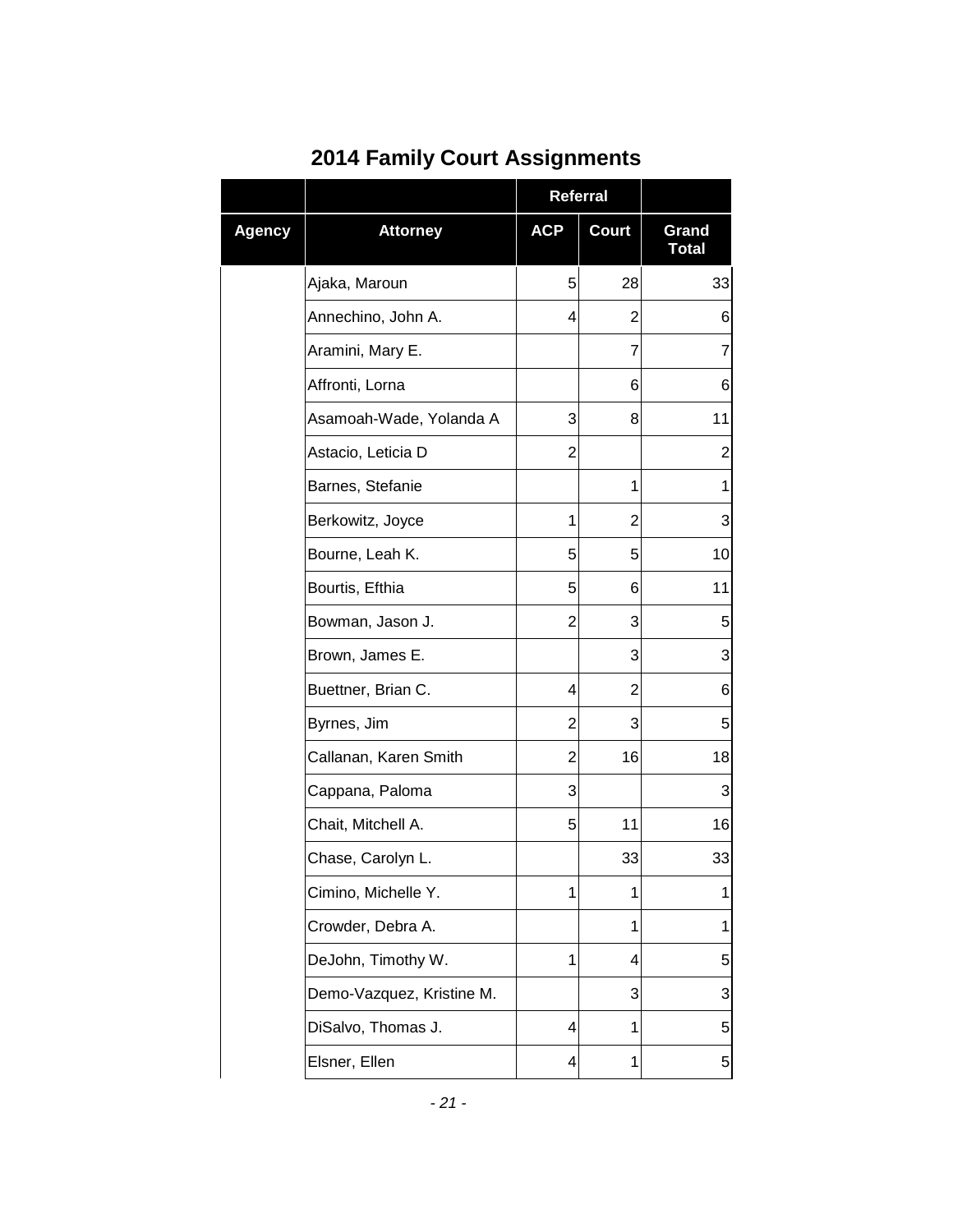# 2014 Family Court Assignments

| | | Referral | | |
|---|---|---|---|---|
| **Agency** | **Attorney** | **ACP** | **Court** | **Grand Total** |
| | Ajaka, Maroun | 5 | 28 | 33 |
| | Annechino, John A. | 4 | 2 | 6 |
| | Aramini, Mary E. | | 7 | 7 |
| | Affronti, Lorna | | 6 | 6 |
| | Asamoah-Wade, Yolanda A | 3 | 8 | 11 |
| | Astacio, Leticia D | 2 | | 2 |
| | Barnes, Stefanie | | 1 | 1 |
| | Berkowitz, Joyce | 1 | 2 | 3 |
| | Bourne, Leah K. | 5 | 5 | 10 |
| | Bourtis, Efthia | 5 | 6 | 11 |
| | Bowman, Jason J. | 2 | 3 | 5 |
| | Brown, James E. | | 3 | 3 |
| | Buettner, Brian C. | 4 | 2 | 6 |
| | Byrnes, Jim | 2 | 3 | 5 |
| | Callanan, Karen Smith | 2 | 16 | 18 |
| | Cappana, Paloma | 3 | | 3 |
| | Chait, Mitchell A. | 5 | 11 | 16 |
| | Chase, Carolyn L. | | 33 | 33 |
| | Cimino, Michelle Y. | 1 | 1 | 1 |
| | Crowder, Debra A. | | 1 | 1 |
| | DeJohn, Timothy W. | 1 | 4 | 5 |
| | Demo-Vazquez, Kristine M. | | 3 | 3 |
| | DiSalvo, Thomas J. | 4 | 1 | 5 |
| | Elsner, Ellen | 4 | 1 | 5 |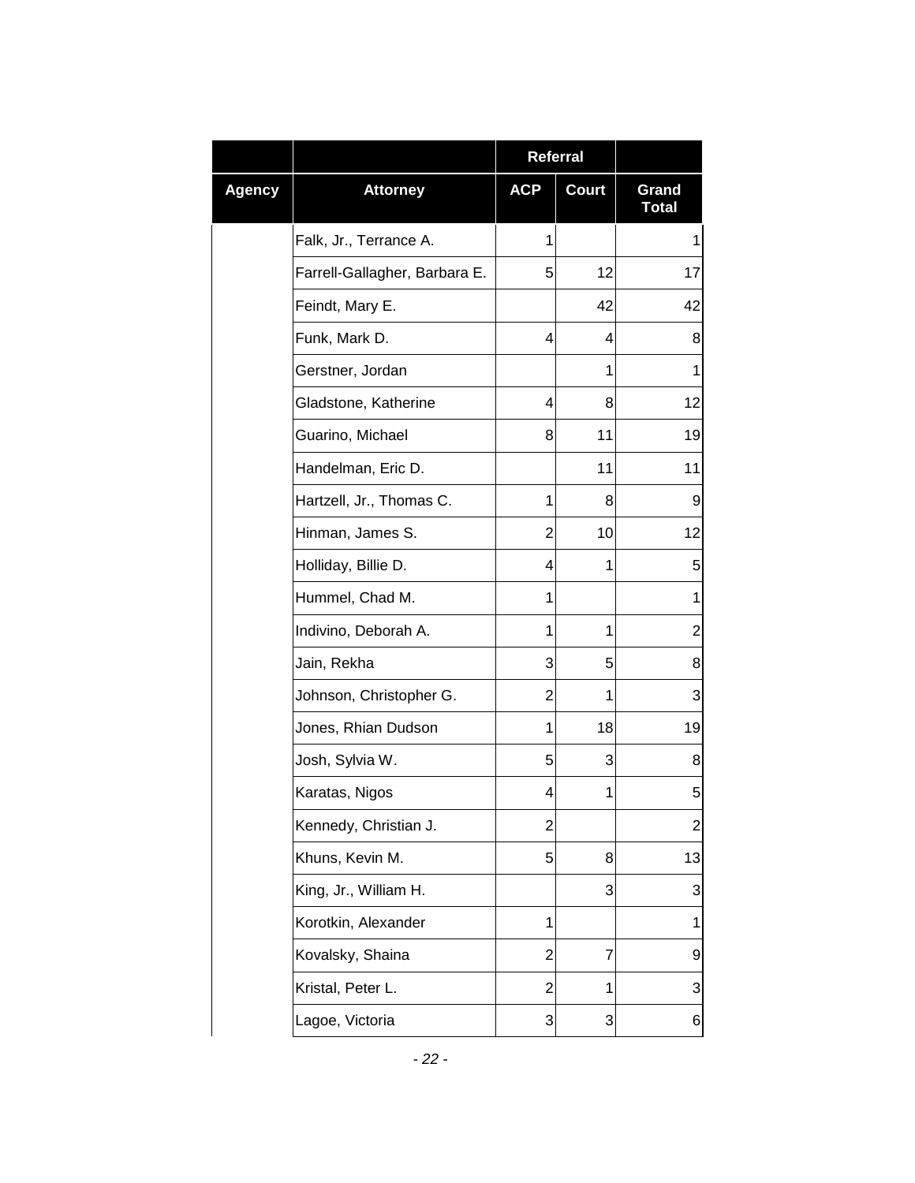| | | Referral | | |
|---|---|---|---|---|
| Agency | Attorney | ACP | Court | Grand Total |
| | Falk, Jr., Terrance A. | 1 | | 1 |
| | Farrell-Gallagher, Barbara E. | 5 | 12 | 17 |
| | Feindt, Mary E. | | 42 | 42 |
| | Funk, Mark D. | 4 | 4 | 8 |
| | Gerstner, Jordan | | 1 | 1 |
| | Gladstone, Katherine | 4 | 8 | 12 |
| | Guarino, Michael | 8 | 11 | 19 |
| | Handelman, Eric D. | | 11 | 11 |
| | Hartzell, Jr., Thomas C. | 1 | 8 | 9 |
| | Hinman, James S. | 2 | 10 | 12 |
| | Holliday, Billie D. | 4 | 1 | 5 |
| | Hummel, Chad M. | 1 | | 1 |
| | Indivino, Deborah A. | 1 | 1 | 2 |
| | Jain, Rekha | 3 | 5 | 8 |
| | Johnson, Christopher G. | 2 | 1 | 3 |
| | Jones, Rhian Dudson | 1 | 18 | 19 |
| | Josh, Sylvia W. | 5 | 3 | 8 |
| | Karatas, Nigos | 4 | 1 | 5 |
| | Kennedy, Christian J. | 2 | | 2 |
| | Khuns, Kevin M. | 5 | 8 | 13 |
| | King, Jr., William H. | | 3 | 3 |
| | Korotkin, Alexander | 1 | | 1 |
| | Kovalsky, Shaina | 2 | 7 | 9 |
| | Kristal, Peter L. | 2 | 1 | 3 |
| | Lagoe, Victoria | 3 | 3 | 6 |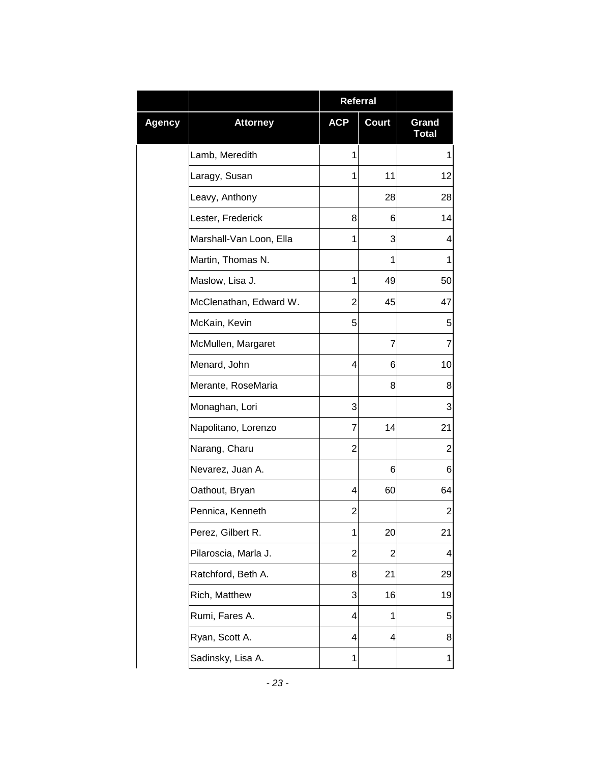| | | Referral | | |
|---|---|---|---|---|
| Agency | Attorney | ACP | Court | Grand Total |
| | Lamb, Meredith | 1 | | 1 |
| | Laragy, Susan | 1 | 11 | 12 |
| | Leavy, Anthony | | 28 | 28 |
| | Lester, Frederick | 8 | 6 | 14 |
| | Marshall-Van Loon, Ella | 1 | 3 | 4 |
| | Martin, Thomas N. | | 1 | 1 |
| | Maslow, Lisa J. | 1 | 49 | 50 |
| | McClenathan, Edward W. | 2 | 45 | 47 |
| | McKain, Kevin | 5 | | 5 |
| | McMullen, Margaret | | 7 | 7 |
| | Menard, John | 4 | 6 | 10 |
| | Merante, RoseMaria | | 8 | 8 |
| | Monaghan, Lori | 3 | | 3 |
| | Napolitano, Lorenzo | 7 | 14 | 21 |
| | Narang, Charu | 2 | | 2 |
| | Nevarez, Juan A. | | 6 | 6 |
| | Oathout, Bryan | 4 | 60 | 64 |
| | Pennica, Kenneth | 2 | | 2 |
| | Perez, Gilbert R. | 1 | 20 | 21 |
| | Pilaroscia, Marla J. | 2 | 2 | 4 |
| | Ratchford, Beth A. | 8 | 21 | 29 |
| | Rich, Matthew | 3 | 16 | 19 |
| | Rumi, Fares A. | 4 | 1 | 5 |
| | Ryan, Scott A. | 4 | 4 | 8 |
| | Sadinsky, Lisa A. | 1 | | 1 |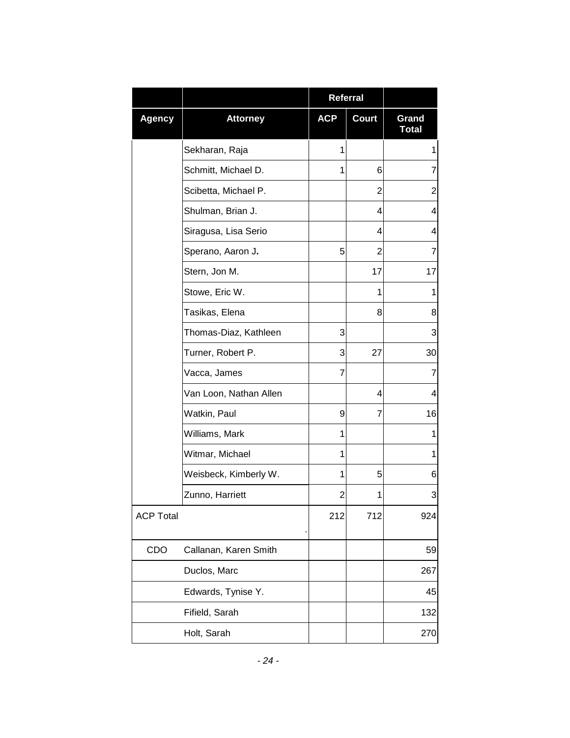| | | Referral | | |
|---|---|---|---|---|
| Agency | Attorney | ACP | Court | Grand Total |
| | Sekharan, Raja | 1 | | 1 |
| | Schmitt, Michael D. | 1 | 6 | 7 |
| | Scibetta, Michael P. | | 2 | 2 |
| | Shulman, Brian J. | | 4 | 4 |
| | Siragusa, Lisa Serio | | 4 | 4 |
| | Sperano, Aaron J. | 5 | 2 | 7 |
| | Stern, Jon M. | | 17 | 17 |
| | Stowe, Eric W. | | 1 | 1 |
| | Tasikas, Elena | | 8 | 8 |
| | Thomas-Diaz, Kathleen | 3 | | 3 |
| | Turner, Robert P. | 3 | 27 | 30 |
| | Vacca, James | 7 | | 7 |
| | Van Loon, Nathan Allen | | 4 | 4 |
| | Watkin, Paul | 9 | 7 | 16 |
| | Williams, Mark | 1 | | 1 |
| | Witmar, Michael | 1 | | 1 |
| | Weisbeck, Kimberly W. | 1 | 5 | 6 |
| | Zunno, Harriett | 2 | 1 | 3 |
| ACP Total | . | 212 | 712 | 924 |
| CDO | Callanan, Karen Smith | | | 59 |
| | Duclos, Marc | | | 267 |
| | Edwards, Tynise Y. | | | 45 |
| | Fifield, Sarah | | | 132 |
| | Holt, Sarah | | | 270 |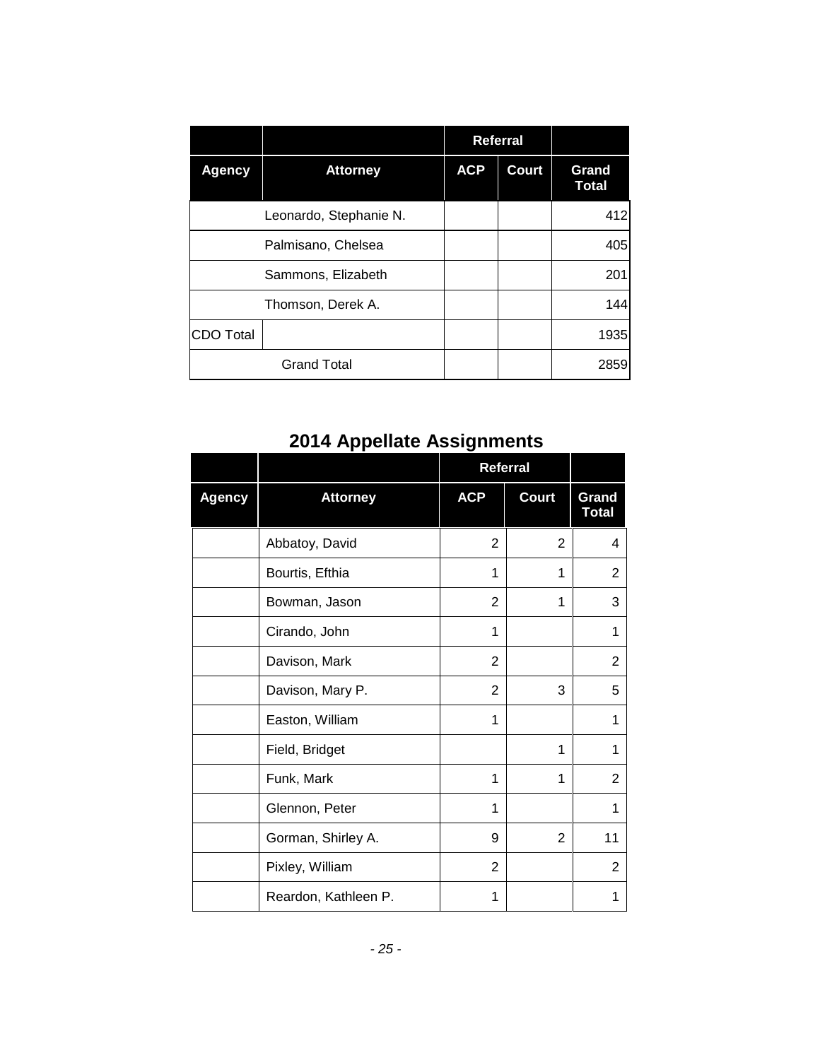| | | Referral | | |
|---|---|---|---|---|
| **Agency** | **Attorney** | **ACP** | **Court** | **Grand Total** |
| | Leonardo, Stephanie N. | | | 412 |
| | Palmisano, Chelsea | | | 405 |
| | Sammons, Elizabeth | | | 201 |
| | Thomson, Derek A. | | | 144 |
| CDO Total | | | | 1935 |
| Grand Total | | | | 2859 |

## 2014 Appellate Assignments

| | | Referral | | |
|---|---|---|---|---|
| **Agency** | **Attorney** | **ACP** | **Court** | **Grand Total** |
| | Abbatoy, David | 2 | 2 | 4 |
| | Bourtis, Efthia | 1 | 1 | 2 |
| | Bowman, Jason | 2 | 1 | 3 |
| | Cirando, John | 1 | | 1 |
| | Davison, Mark | 2 | | 2 |
| | Davison, Mary P. | 2 | 3 | 5 |
| | Easton, William | 1 | | 1 |
| | Field, Bridget | | 1 | 1 |
| | Funk, Mark | 1 | 1 | 2 |
| | Glennon, Peter | 1 | | 1 |
| | Gorman, Shirley A. | 9 | 2 | 11 |
| | Pixley, William | 2 | | 2 |
| | Reardon, Kathleen P. | 1 | | 1 |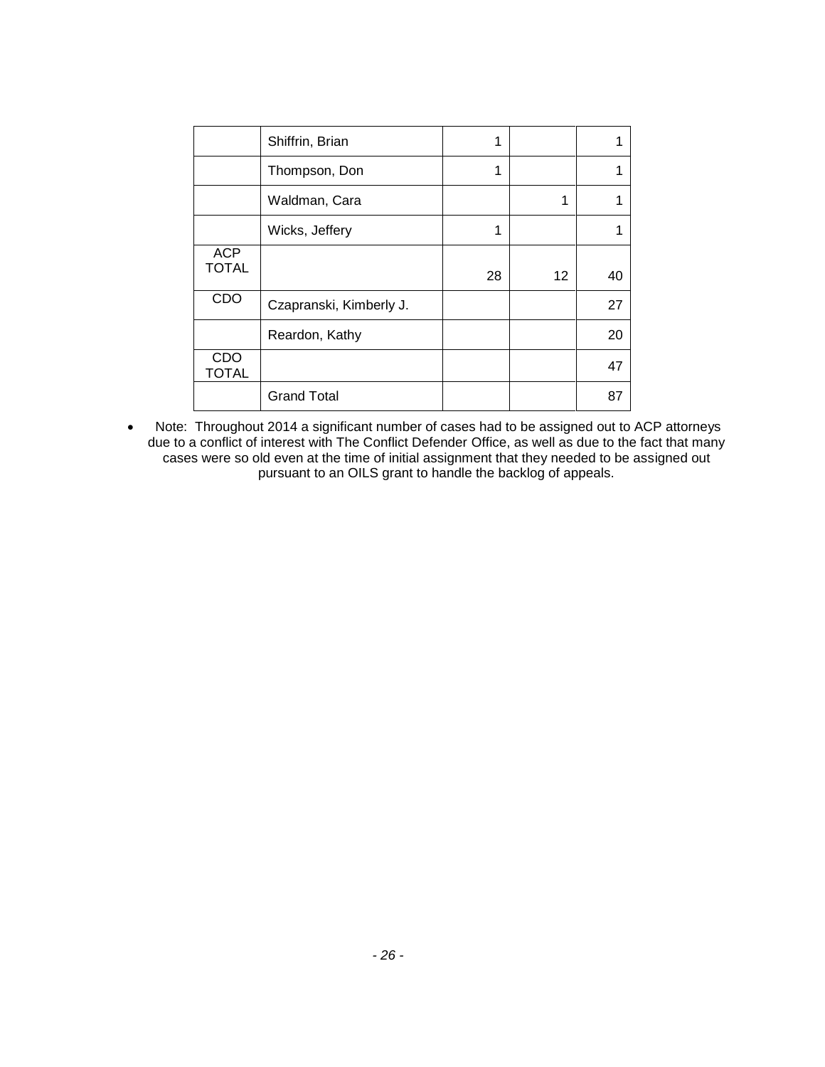| | | | | |
|---|---|---|---|---|
| | Shiffrin, Brian | 1 | | 1 |
| | Thompson, Don | 1 | | 1 |
| | Waldman, Cara | | 1 | 1 |
| | Wicks, Jeffery | 1 | | 1 |
| ACP TOTAL | | 28 | 12 | 40 |
| CDO | Czapranski, Kimberly J. | | | 27 |
| | Reardon, Kathy | | | 20 |
| CDO TOTAL | | | | 47 |
| | Grand Total | | | 87 |

- Note: Throughout 2014 a significant number of cases had to be assigned out to ACP attorneys due to a conflict of interest with The Conflict Defender Office, as well as due to the fact that many cases were so old even at the time of initial assignment that they needed to be assigned out pursuant to an OILS grant to handle the backlog of appeals.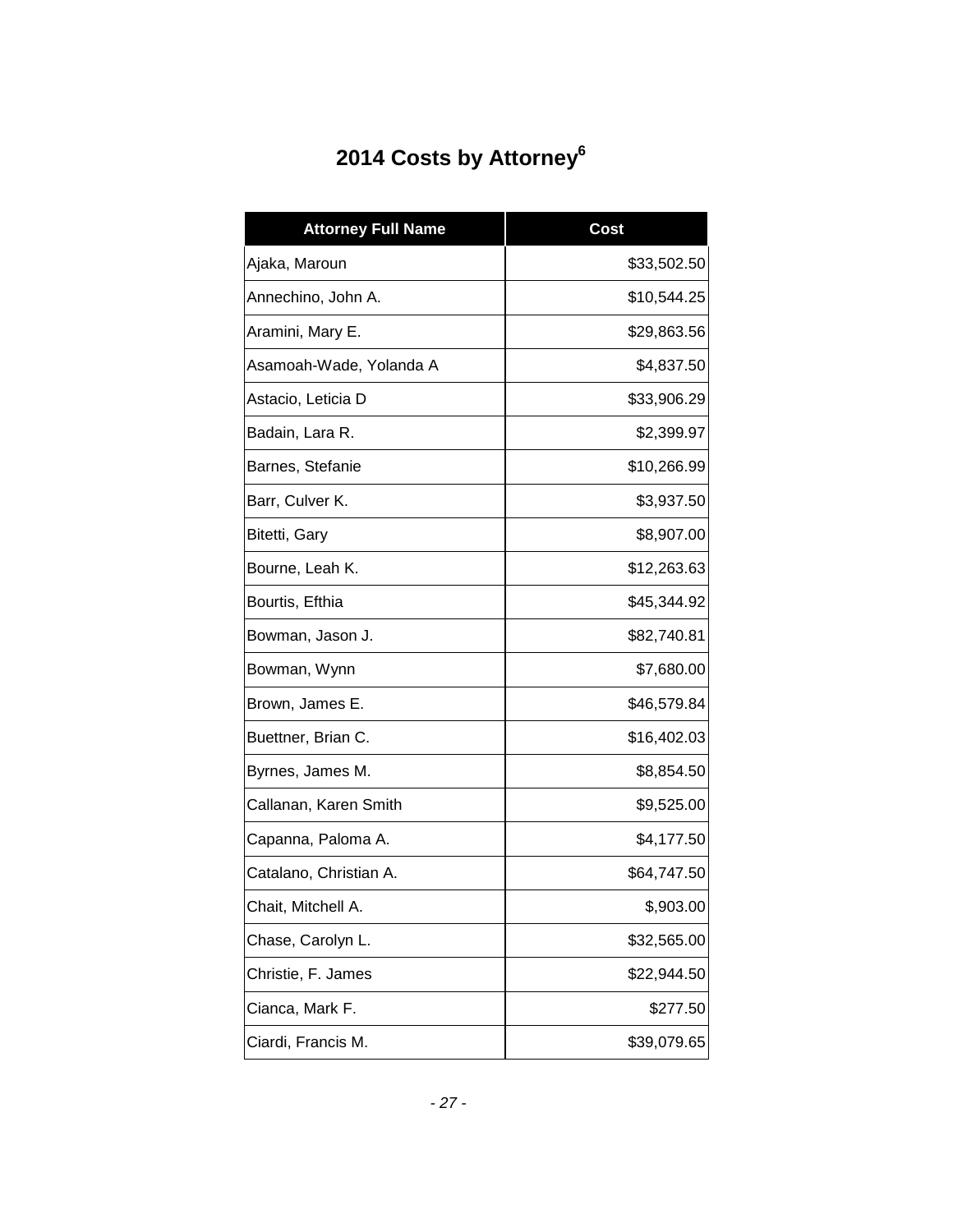# 2014 Costs by Attorney[6]

| Attorney Full Name | Cost |
|---|---|
| Ajaka, Maroun | $33,502.50 |
| Annechino, John A. | $10,544.25 |
| Aramini, Mary E. | $29,863.56 |
| Asamoah-Wade, Yolanda A | $4,837.50 |
| Astacio, Leticia D | $33,906.29 |
| Badain, Lara R. | $2,399.97 |
| Barnes, Stefanie | $10,266.99 |
| Barr, Culver K. | $3,937.50 |
| Bitetti, Gary | $8,907.00 |
| Bourne, Leah K. | $12,263.63 |
| Bourtis, Efthia | $45,344.92 |
| Bowman, Jason J. | $82,740.81 |
| Bowman, Wynn | $7,680.00 |
| Brown, James E. | $46,579.84 |
| Buettner, Brian C. | $16,402.03 |
| Byrnes, James M. | $8,854.50 |
| Callanan, Karen Smith | $9,525.00 |
| Capanna, Paloma A. | $4,177.50 |
| Catalano, Christian A. | $64,747.50 |
| Chait, Mitchell A. | $,903.00 |
| Chase, Carolyn L. | $32,565.00 |
| Christie, F. James | $22,944.50 |
| Cianca, Mark F. | $277.50 |
| Ciardi, Francis M. | $39,079.65 |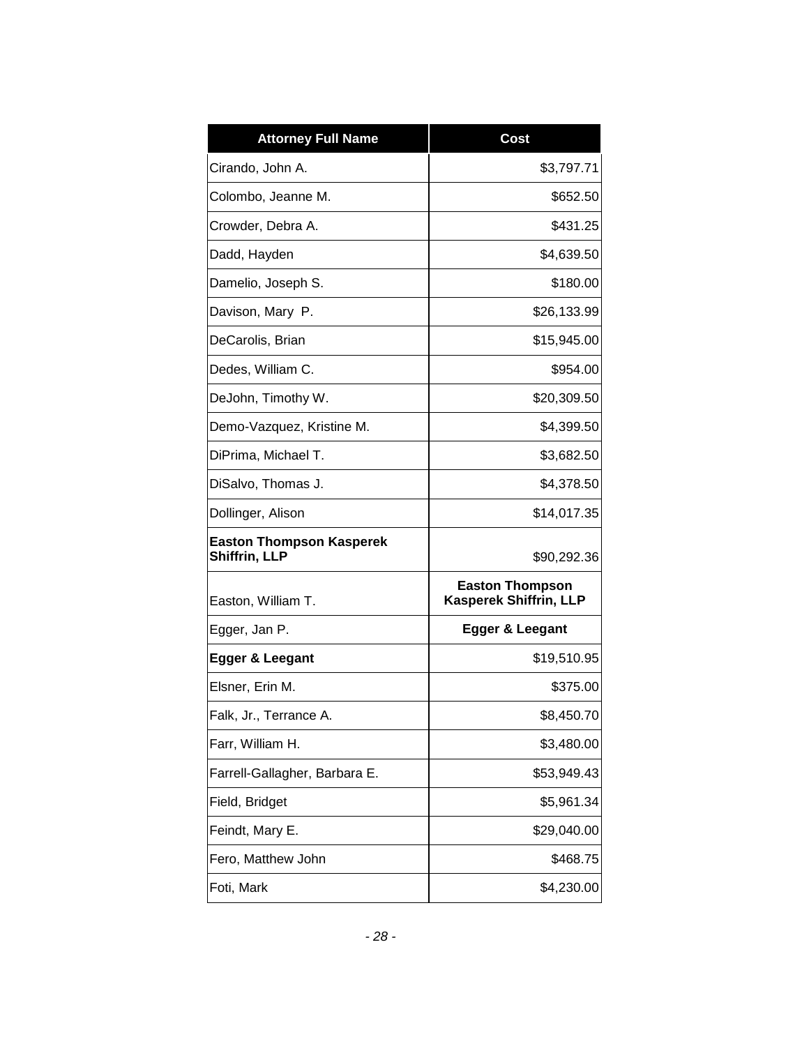| Attorney Full Name | Cost |
| --- | --- |
| Cirando, John A. | $3,797.71 |
| Colombo, Jeanne M. | $652.50 |
| Crowder, Debra A. | $431.25 |
| Dadd, Hayden | $4,639.50 |
| Damelio, Joseph S. | $180.00 |
| Davison, Mary P. | $26,133.99 |
| DeCarolis, Brian | $15,945.00 |
| Dedes, William C. | $954.00 |
| DeJohn, Timothy W. | $20,309.50 |
| Demo-Vazquez, Kristine M. | $4,399.50 |
| DiPrima, Michael T. | $3,682.50 |
| DiSalvo, Thomas J. | $4,378.50 |
| Dollinger, Alison | $14,017.35 |
| **Easton Thompson Kasperek Shiffrin, LLP** | $90,292.36 |
| Easton, William T. | **Easton Thompson Kasperek Shiffrin, LLP** |
| Egger, Jan P. | **Egger & Leegant** |
| **Egger & Leegant** | $19,510.95 |
| Elsner, Erin M. | $375.00 |
| Falk, Jr., Terrance A. | $8,450.70 |
| Farr, William H. | $3,480.00 |
| Farrell-Gallagher, Barbara E. | $53,949.43 |
| Field, Bridget | $5,961.34 |
| Feindt, Mary E. | $29,040.00 |
| Fero, Matthew John | $468.75 |
| Foti, Mark | $4,230.00 |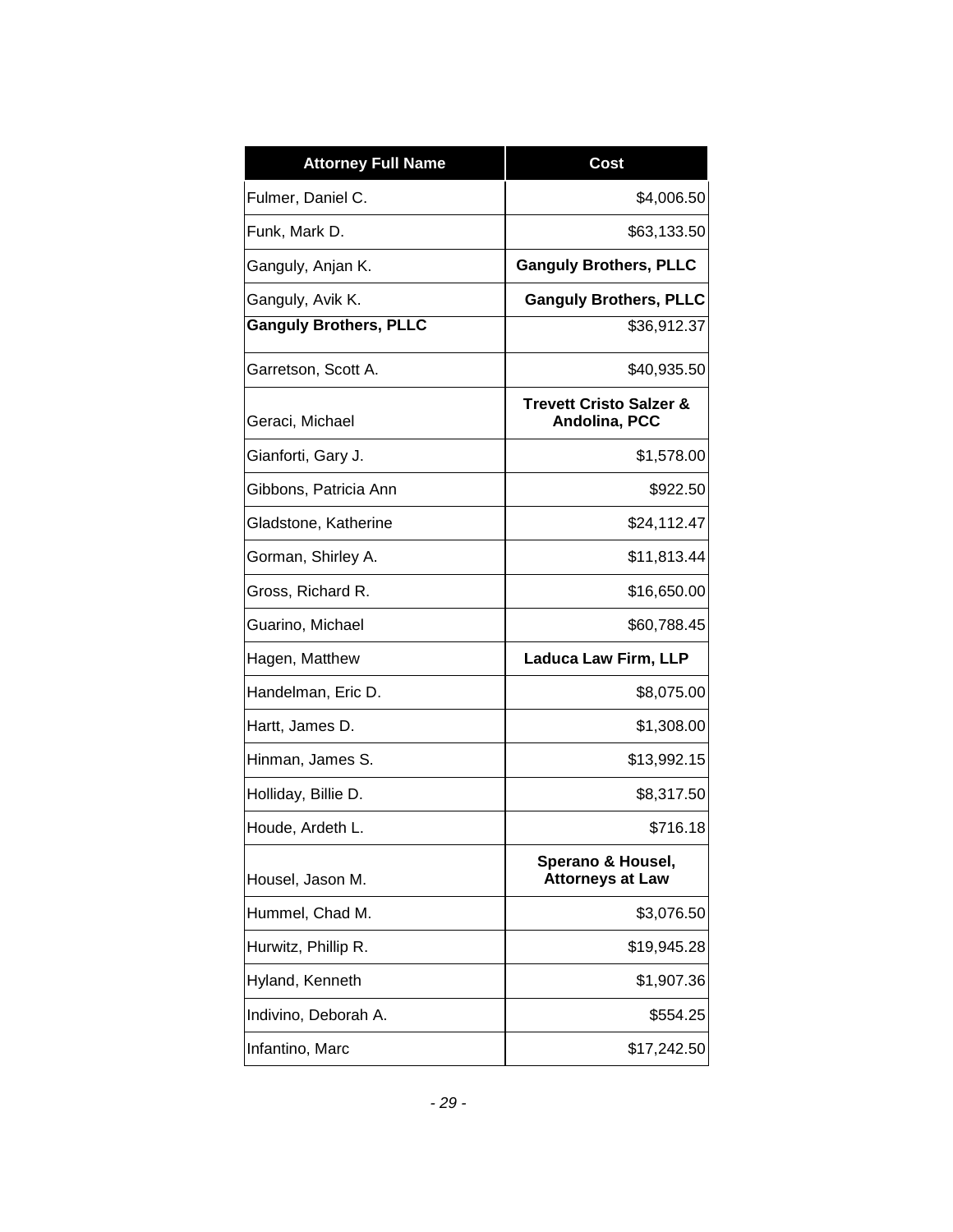| Attorney Full Name | Cost |
|---|---|
| Fulmer, Daniel C. | $4,006.50 |
| Funk, Mark D. | $63,133.50 |
| Ganguly, Anjan K. | **Ganguly Brothers, PLLC** |
| Ganguly, Avik K. | **Ganguly Brothers, PLLC** |
| **Ganguly Brothers, PLLC** | $36,912.37 |
| Garretson, Scott A. | $40,935.50 |
| Geraci, Michael | **Trevett Cristo Salzer & Andolina, PCC** |
| Gianforti, Gary J. | $1,578.00 |
| Gibbons, Patricia Ann | $922.50 |
| Gladstone, Katherine | $24,112.47 |
| Gorman, Shirley A. | $11,813.44 |
| Gross, Richard R. | $16,650.00 |
| Guarino, Michael | $60,788.45 |
| Hagen, Matthew | **Laduca Law Firm, LLP** |
| Handelman, Eric D. | $8,075.00 |
| Hartt, James D. | $1,308.00 |
| Hinman, James S. | $13,992.15 |
| Holliday, Billie D. | $8,317.50 |
| Houde, Ardeth L. | $716.18 |
| Housel, Jason M. | **Sperano & Housel, Attorneys at Law** |
| Hummel, Chad M. | $3,076.50 |
| Hurwitz, Phillip R. | $19,945.28 |
| Hyland, Kenneth | $1,907.36 |
| Indivino, Deborah A. | $554.25 |
| Infantino, Marc | $17,242.50 |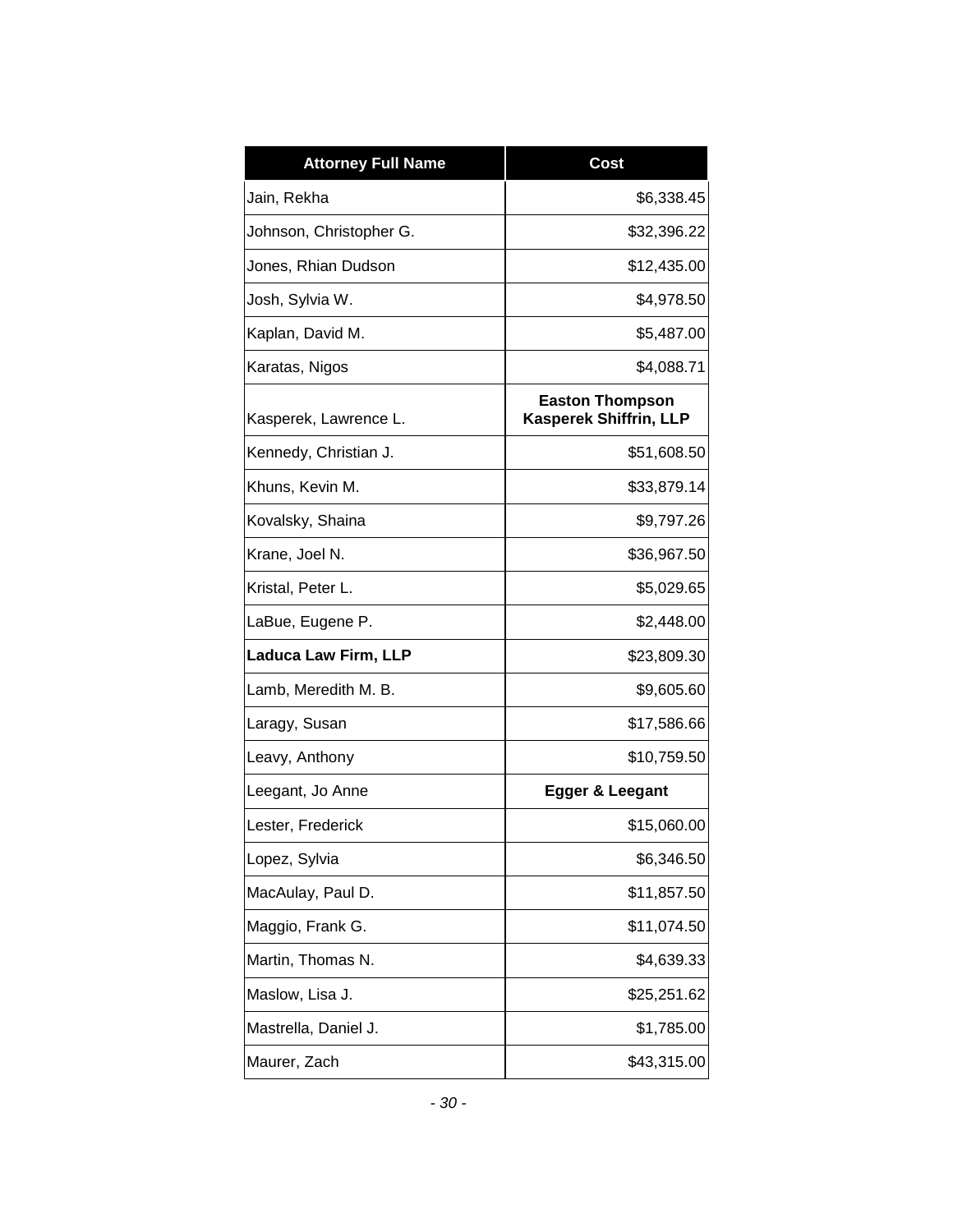| Attorney Full Name | Cost |
|---|---|
| Jain, Rekha | $6,338.45 |
| Johnson, Christopher G. | $32,396.22 |
| Jones, Rhian Dudson | $12,435.00 |
| Josh, Sylvia W. | $4,978.50 |
| Kaplan, David M. | $5,487.00 |
| Karatas, Nigos | $4,088.71 |
| Kasperek, Lawrence L. | **Easton Thompson Kasperek Shiffrin, LLP** |
| Kennedy, Christian J. | $51,608.50 |
| Khuns, Kevin M. | $33,879.14 |
| Kovalsky, Shaina | $9,797.26 |
| Krane, Joel N. | $36,967.50 |
| Kristal, Peter L. | $5,029.65 |
| LaBue, Eugene P. | $2,448.00 |
| **Laduca Law Firm, LLP** | $23,809.30 |
| Lamb, Meredith M. B. | $9,605.60 |
| Laragy, Susan | $17,586.66 |
| Leavy, Anthony | $10,759.50 |
| Leegant, Jo Anne | **Egger & Leegant** |
| Lester, Frederick | $15,060.00 |
| Lopez, Sylvia | $6,346.50 |
| MacAulay, Paul D. | $11,857.50 |
| Maggio, Frank G. | $11,074.50 |
| Martin, Thomas N. | $4,639.33 |
| Maslow, Lisa J. | $25,251.62 |
| Mastrella, Daniel J. | $1,785.00 |
| Maurer, Zach | $43,315.00 |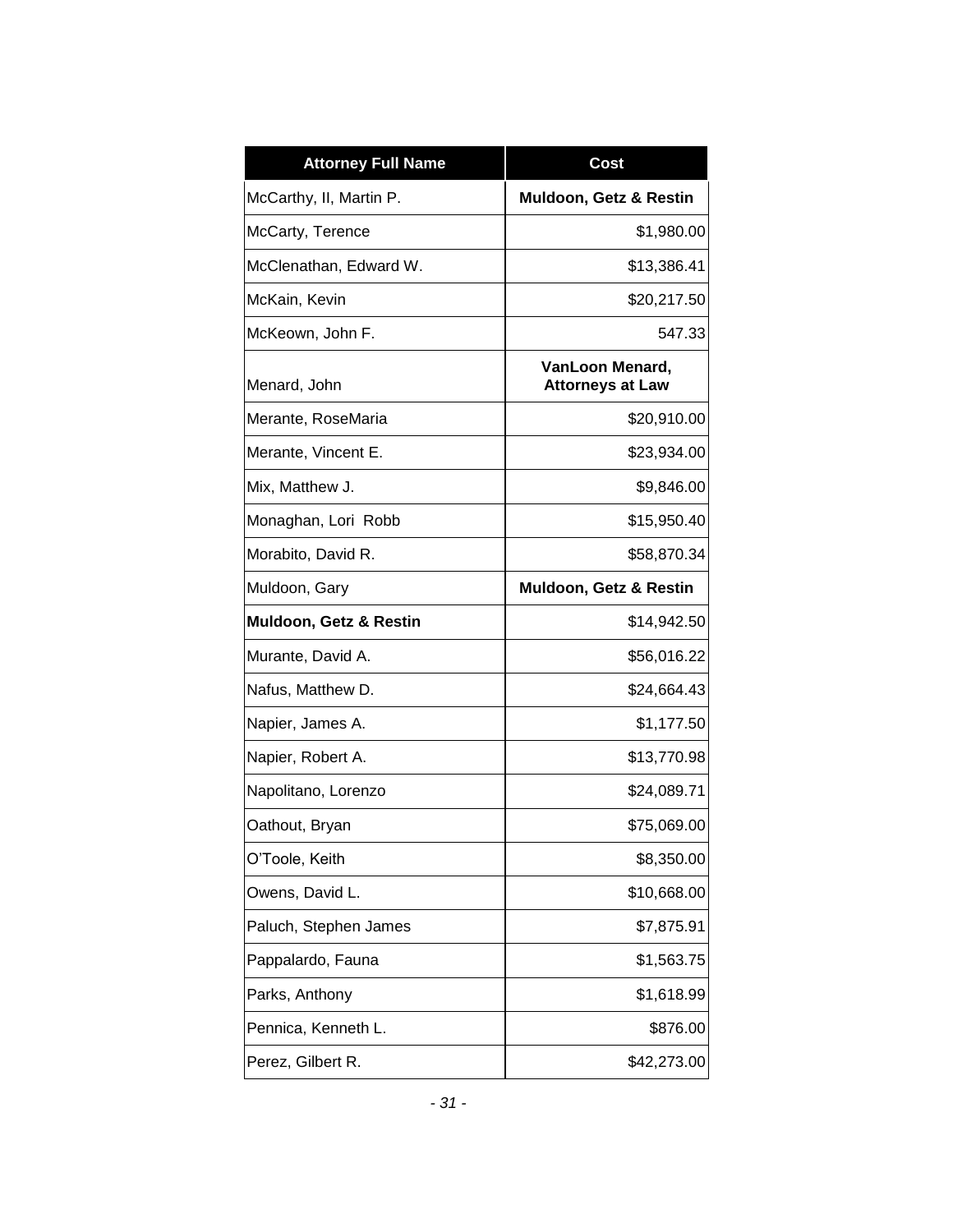| Attorney Full Name | Cost |
| --- | --- |
| McCarthy, II, Martin P. | **Muldoon, Getz & Restin** |
| McCarty, Terence | $1,980.00 |
| McClenathan, Edward W. | $13,386.41 |
| McKain, Kevin | $20,217.50 |
| McKeown, John F. | 547.33 |
| Menard, John | **VanLoon Menard, Attorneys at Law** |
| Merante, RoseMaria | $20,910.00 |
| Merante, Vincent E. | $23,934.00 |
| Mix, Matthew J. | $9,846.00 |
| Monaghan, Lori Robb | $15,950.40 |
| Morabito, David R. | $58,870.34 |
| Muldoon, Gary | **Muldoon, Getz & Restin** |
| **Muldoon, Getz & Restin** | $14,942.50 |
| Murante, David A. | $56,016.22 |
| Nafus, Matthew D. | $24,664.43 |
| Napier, James A. | $1,177.50 |
| Napier, Robert A. | $13,770.98 |
| Napolitano, Lorenzo | $24,089.71 |
| Oathout, Bryan | $75,069.00 |
| O'Toole, Keith | $8,350.00 |
| Owens, David L. | $10,668.00 |
| Paluch, Stephen James | $7,875.91 |
| Pappalardo, Fauna | $1,563.75 |
| Parks, Anthony | $1,618.99 |
| Pennica, Kenneth L. | $876.00 |
| Perez, Gilbert R. | $42,273.00 |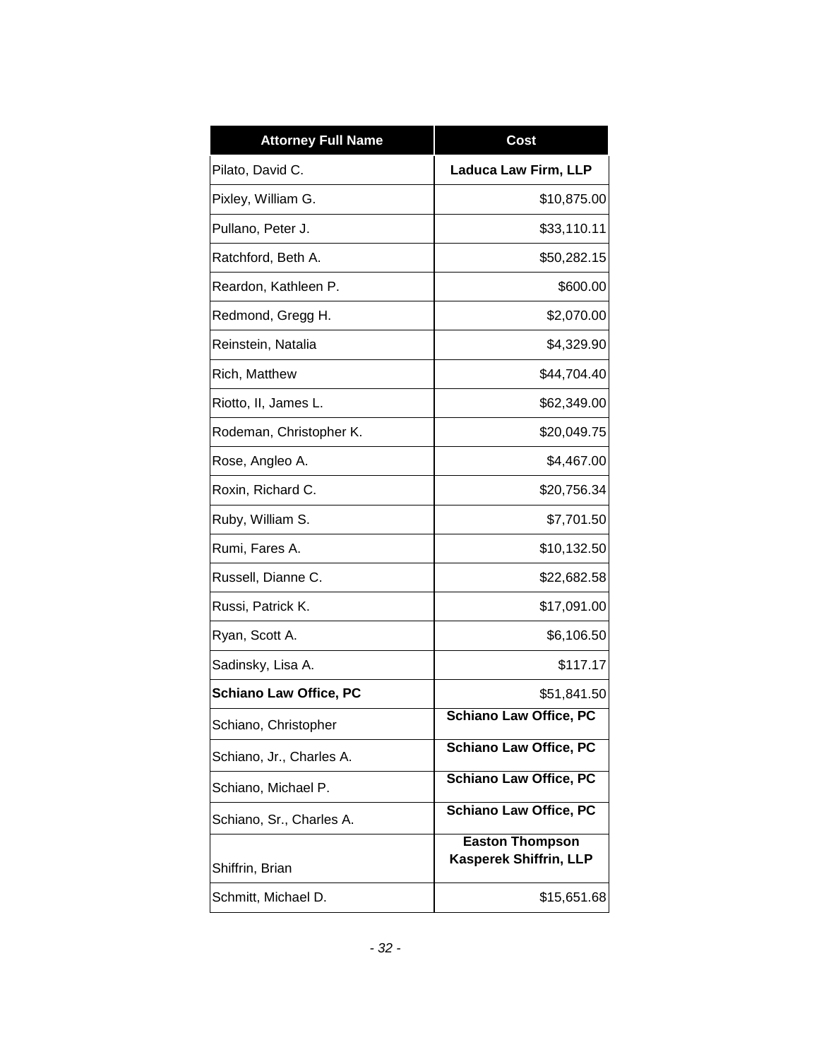| Attorney Full Name | Cost |
| --- | --- |
| Pilato, David C. | **Laduca Law Firm, LLP** |
| Pixley, William G. | $10,875.00 |
| Pullano, Peter J. | $33,110.11 |
| Ratchford, Beth A. | $50,282.15 |
| Reardon, Kathleen P. | $600.00 |
| Redmond, Gregg H. | $2,070.00 |
| Reinstein, Natalia | $4,329.90 |
| Rich, Matthew | $44,704.40 |
| Riotto, II, James L. | $62,349.00 |
| Rodeman, Christopher K. | $20,049.75 |
| Rose, Angleo A. | $4,467.00 |
| Roxin, Richard C. | $20,756.34 |
| Ruby, William S. | $7,701.50 |
| Rumi, Fares A. | $10,132.50 |
| Russell, Dianne C. | $22,682.58 |
| Russi, Patrick K. | $17,091.00 |
| Ryan, Scott A. | $6,106.50 |
| Sadinsky, Lisa A. | $117.17 |
| **Schiano Law Office, PC** | $51,841.50 |
| Schiano, Christopher | **Schiano Law Office, PC** |
| Schiano, Jr., Charles A. | **Schiano Law Office, PC** |
| Schiano, Michael P. | **Schiano Law Office, PC** |
| Schiano, Sr., Charles A. | **Schiano Law Office, PC** |
| Shiffrin, Brian | **Easton Thompson Kasperek Shiffrin, LLP** |
| Schmitt, Michael D. | $15,651.68 |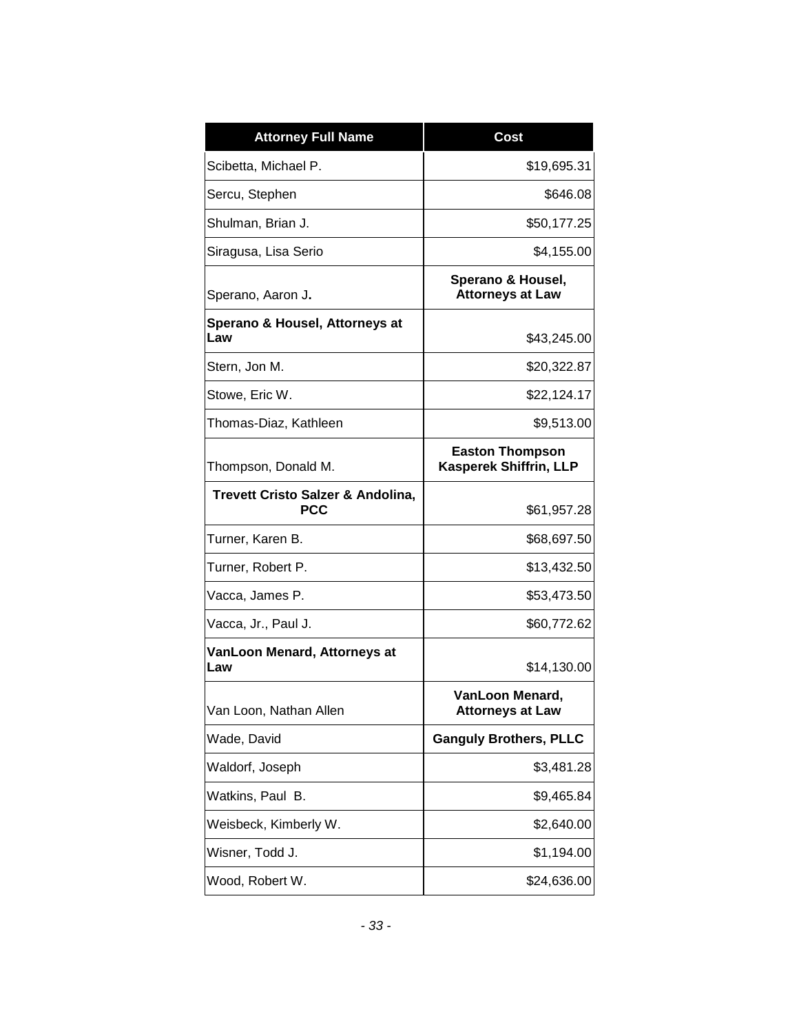| Attorney Full Name | Cost |
|---|---|
| Scibetta, Michael P. | $19,695.31 |
| Sercu, Stephen | $646.08 |
| Shulman, Brian J. | $50,177.25 |
| Siragusa, Lisa Serio | $4,155.00 |
| Sperano, Aaron J. | **Sperano & Housel, Attorneys at Law** |
| **Sperano & Housel, Attorneys at Law** | $43,245.00 |
| Stern, Jon M. | $20,322.87 |
| Stowe, Eric W. | $22,124.17 |
| Thomas-Diaz, Kathleen | $9,513.00 |
| Thompson, Donald M. | **Easton Thompson Kasperek Shiffrin, LLP** |
| **Trevett Cristo Salzer & Andolina, PCC** | $61,957.28 |
| Turner, Karen B. | $68,697.50 |
| Turner, Robert P. | $13,432.50 |
| Vacca, James P. | $53,473.50 |
| Vacca, Jr., Paul J. | $60,772.62 |
| **VanLoon Menard, Attorneys at Law** | $14,130.00 |
| Van Loon, Nathan Allen | **VanLoon Menard, Attorneys at Law** |
| Wade, David | **Ganguly Brothers, PLLC** |
| Waldorf, Joseph | $3,481.28 |
| Watkins, Paul B. | $9,465.84 |
| Weisbeck, Kimberly W. | $2,640.00 |
| Wisner, Todd J. | $1,194.00 |
| Wood, Robert W. | $24,636.00 |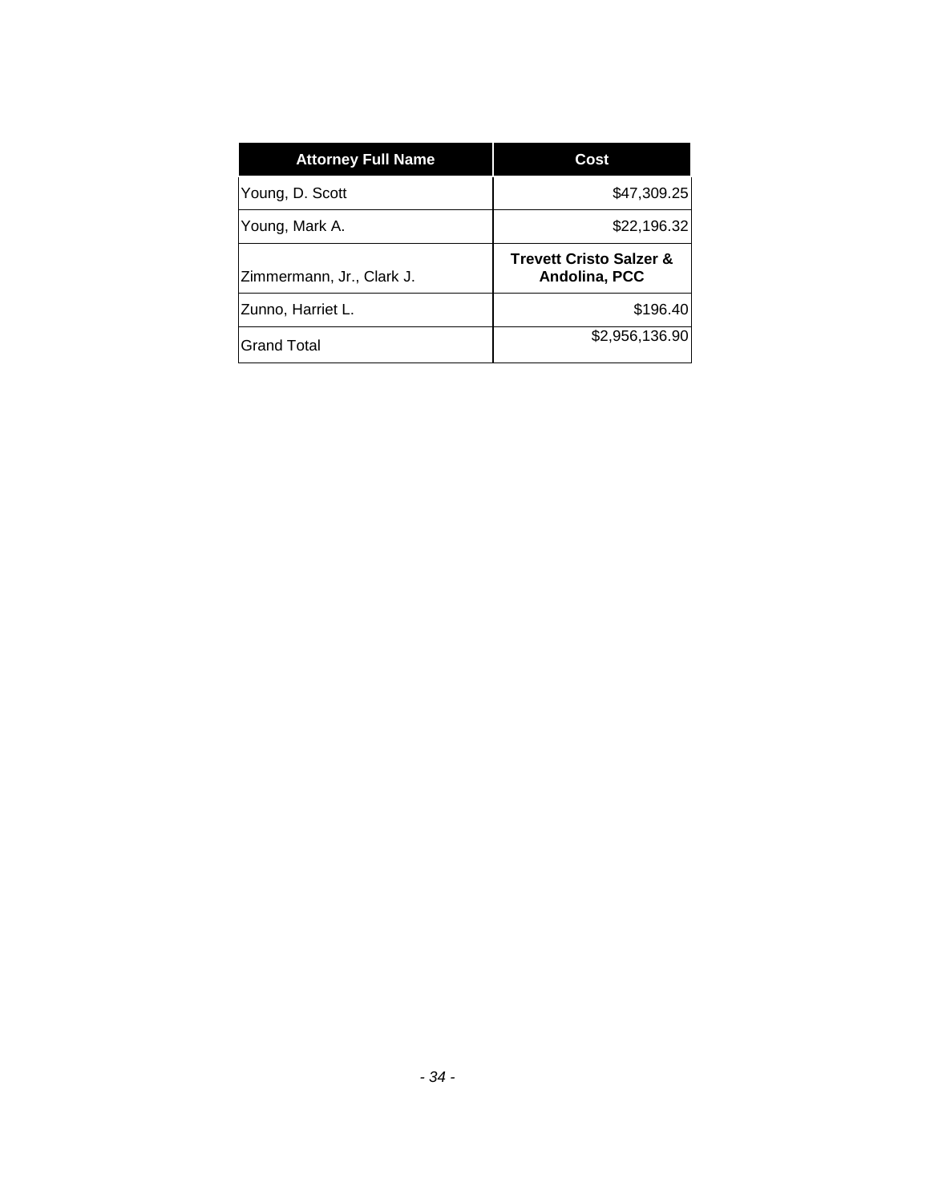| Attorney Full Name | Cost |
| --- | --- |
| Young, D. Scott | $47,309.25 |
| Young, Mark A. | $22,196.32 |
| Zimmermann, Jr., Clark J. | **Trevett Cristo Salzer & Andolina, PCC** |
| Zunno, Harriet L. | $196.40 |
| Grand Total | $2,956,136.90 |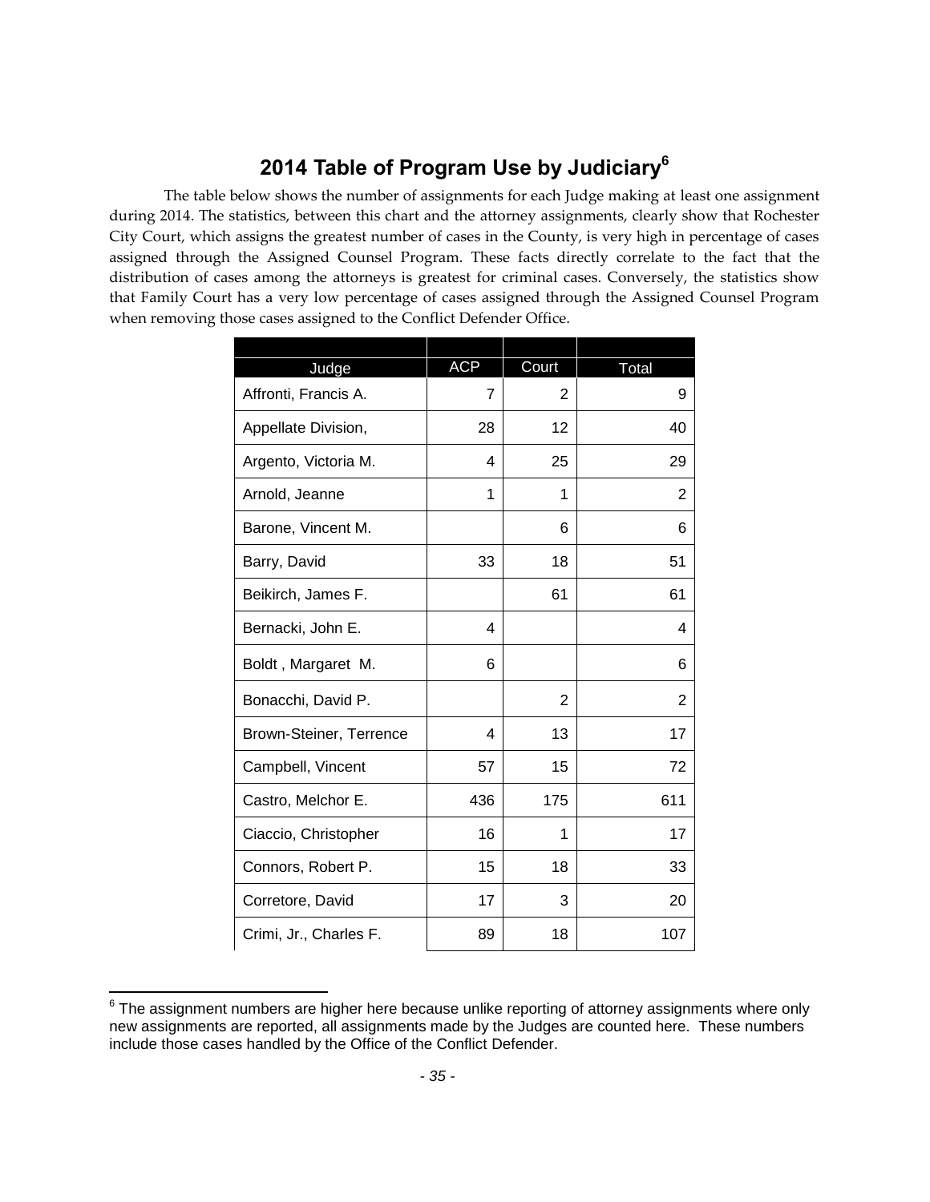## 2014 Table of Program Use by Judiciary[6]

The table below shows the number of assignments for each Judge making at least one assignment during 2014. The statistics, between this chart and the attorney assignments, clearly show that Rochester City Court, which assigns the greatest number of cases in the County, is very high in percentage of cases assigned through the Assigned Counsel Program. These facts directly correlate to the fact that the distribution of cases among the attorneys is greatest for criminal cases. Conversely, the statistics show that Family Court has a very low percentage of cases assigned through the Assigned Counsel Program when removing those cases assigned to the Conflict Defender Office.

| Judge | ACP | Court | Total |
|---|---|---|---|
| Affronti, Francis A. | 7 | 2 | 9 |
| Appellate Division, | 28 | 12 | 40 |
| Argento, Victoria M. | 4 | 25 | 29 |
| Arnold, Jeanne | 1 | 1 | 2 |
| Barone, Vincent M. | | 6 | 6 |
| Barry, David | 33 | 18 | 51 |
| Beikirch, James F. | | 61 | 61 |
| Bernacki, John E. | 4 | | 4 |
| Boldt , Margaret M. | 6 | | 6 |
| Bonacchi, David P. | | 2 | 2 |
| Brown-Steiner, Terrence | 4 | 13 | 17 |
| Campbell, Vincent | 57 | 15 | 72 |
| Castro, Melchor E. | 436 | 175 | 611 |
| Ciaccio, Christopher | 16 | 1 | 17 |
| Connors, Robert P. | 15 | 18 | 33 |
| Corretore, David | 17 | 3 | 20 |
| Crimi, Jr., Charles F. | 89 | 18 | 107 |

[6] The assignment numbers are higher here because unlike reporting of attorney assignments where only new assignments are reported, all assignments made by the Judges are counted here. These numbers include those cases handled by the Office of the Conflict Defender.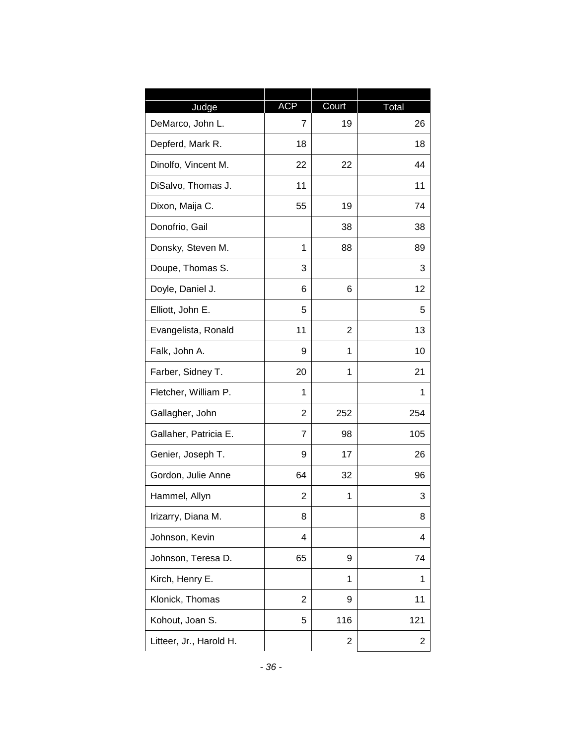| Judge | ACP | Court | Total |
| --- | --- | --- | --- |
| DeMarco, John L. | 7 | 19 | 26 |
| Depferd, Mark R. | 18 | | 18 |
| Dinolfo, Vincent M. | 22 | 22 | 44 |
| DiSalvo, Thomas J. | 11 | | 11 |
| Dixon, Maija C. | 55 | 19 | 74 |
| Donofrio, Gail | | 38 | 38 |
| Donsky, Steven M. | 1 | 88 | 89 |
| Doupe, Thomas S. | 3 | | 3 |
| Doyle, Daniel J. | 6 | 6 | 12 |
| Elliott, John E. | 5 | | 5 |
| Evangelista, Ronald | 11 | 2 | 13 |
| Falk, John A. | 9 | 1 | 10 |
| Farber, Sidney T. | 20 | 1 | 21 |
| Fletcher, William P. | 1 | | 1 |
| Gallagher, John | 2 | 252 | 254 |
| Gallaher, Patricia E. | 7 | 98 | 105 |
| Genier, Joseph T. | 9 | 17 | 26 |
| Gordon, Julie Anne | 64 | 32 | 96 |
| Hammel, Allyn | 2 | 1 | 3 |
| Irizarry, Diana M. | 8 | | 8 |
| Johnson, Kevin | 4 | | 4 |
| Johnson, Teresa D. | 65 | 9 | 74 |
| Kirch, Henry E. | | 1 | 1 |
| Klonick, Thomas | 2 | 9 | 11 |
| Kohout, Joan S. | 5 | 116 | 121 |
| Litteer, Jr., Harold H. | | 2 | 2 |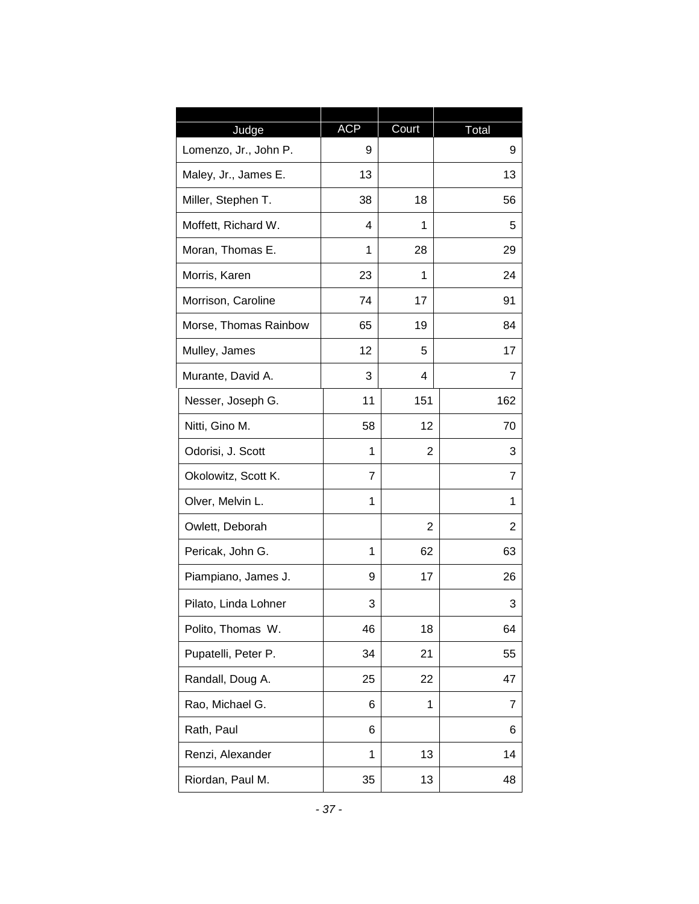| Judge | ACP | Court | Total |
|---|---|---|---|
| Lomenzo, Jr., John P. | 9 | | 9 |
| Maley, Jr., James E. | 13 | | 13 |
| Miller, Stephen T. | 38 | 18 | 56 |
| Moffett, Richard W. | 4 | 1 | 5 |
| Moran, Thomas E. | 1 | 28 | 29 |
| Morris, Karen | 23 | 1 | 24 |
| Morrison, Caroline | 74 | 17 | 91 |
| Morse, Thomas Rainbow | 65 | 19 | 84 |
| Mulley, James | 12 | 5 | 17 |
| Murante, David A. | 3 | 4 | 7 |
| Nesser, Joseph G. | 11 | 151 | 162 |
| Nitti, Gino M. | 58 | 12 | 70 |
| Odorisi, J. Scott | 1 | 2 | 3 |
| Okolowitz, Scott K. | 7 | | 7 |
| Olver, Melvin L. | 1 | | 1 |
| Owlett, Deborah | | 2 | 2 |
| Pericak, John G. | 1 | 62 | 63 |
| Piampiano, James J. | 9 | 17 | 26 |
| Pilato, Linda Lohner | 3 | | 3 |
| Polito, Thomas W. | 46 | 18 | 64 |
| Pupatelli, Peter P. | 34 | 21 | 55 |
| Randall, Doug A. | 25 | 22 | 47 |
| Rao, Michael G. | 6 | 1 | 7 |
| Rath, Paul | 6 | | 6 |
| Renzi, Alexander | 1 | 13 | 14 |
| Riordan, Paul M. | 35 | 13 | 48 |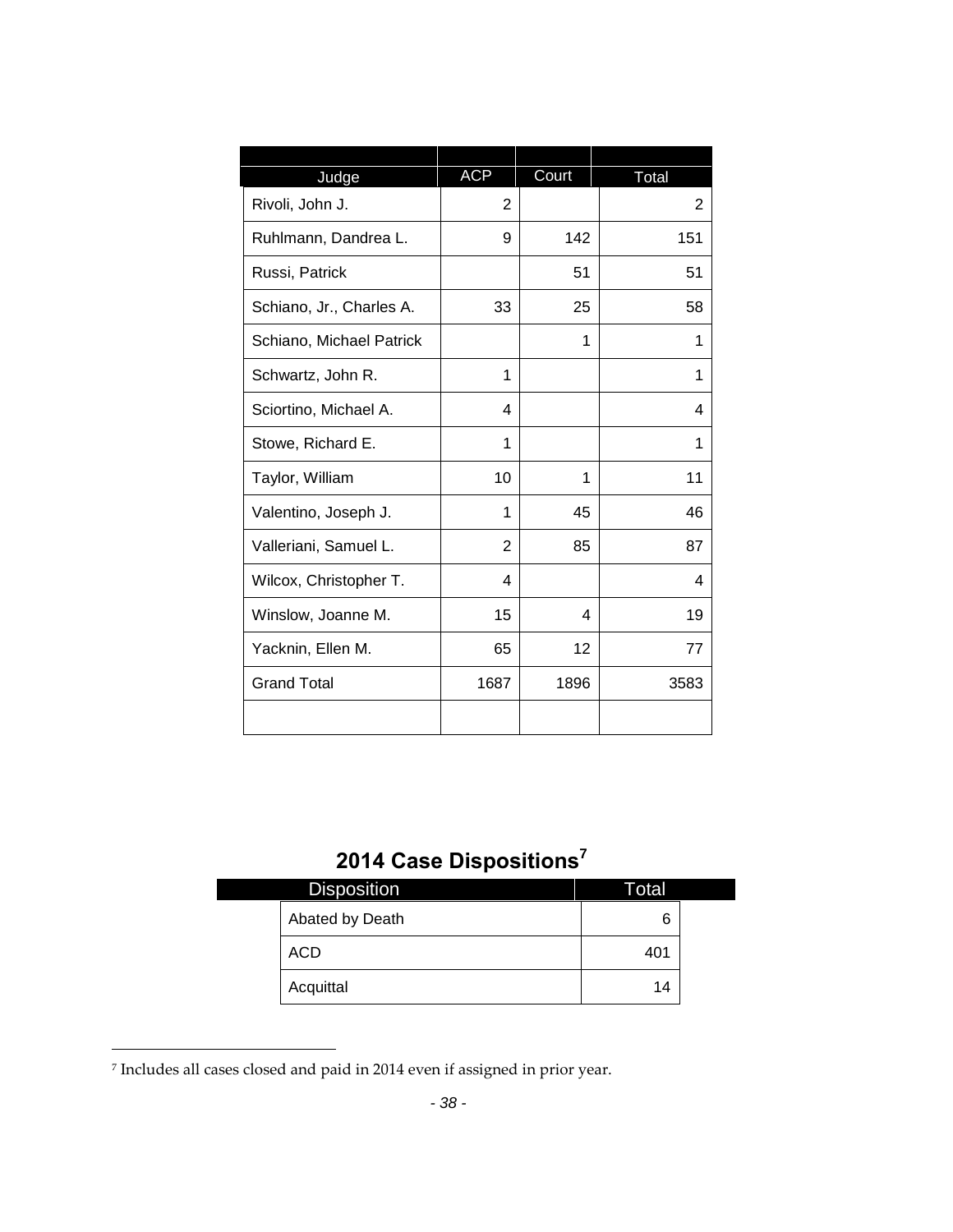| Judge | ACP | Court | Total |
|---|---|---|---|
| Rivoli, John J. | 2 | | 2 |
| Ruhlmann, Dandrea L. | 9 | 142 | 151 |
| Russi, Patrick | | 51 | 51 |
| Schiano, Jr., Charles A. | 33 | 25 | 58 |
| Schiano, Michael Patrick | | 1 | 1 |
| Schwartz, John R. | 1 | | 1 |
| Sciortino, Michael A. | 4 | | 4 |
| Stowe, Richard E. | 1 | | 1 |
| Taylor, William | 10 | 1 | 11 |
| Valentino, Joseph J. | 1 | 45 | 46 |
| Valleriani, Samuel L. | 2 | 85 | 87 |
| Wilcox, Christopher T. | 4 | | 4 |
| Winslow, Joanne M. | 15 | 4 | 19 |
| Yacknin, Ellen M. | 65 | 12 | 77 |
| Grand Total | 1687 | 1896 | 3583 |
| | | | |

## 2014 Case Dispositions[7]

| Disposition | Total |
|---|---|
| Abated by Death | 6 |
| ACD | 401 |
| Acquittal | 14 |

[7] Includes all cases closed and paid in 2014 even if assigned in prior year.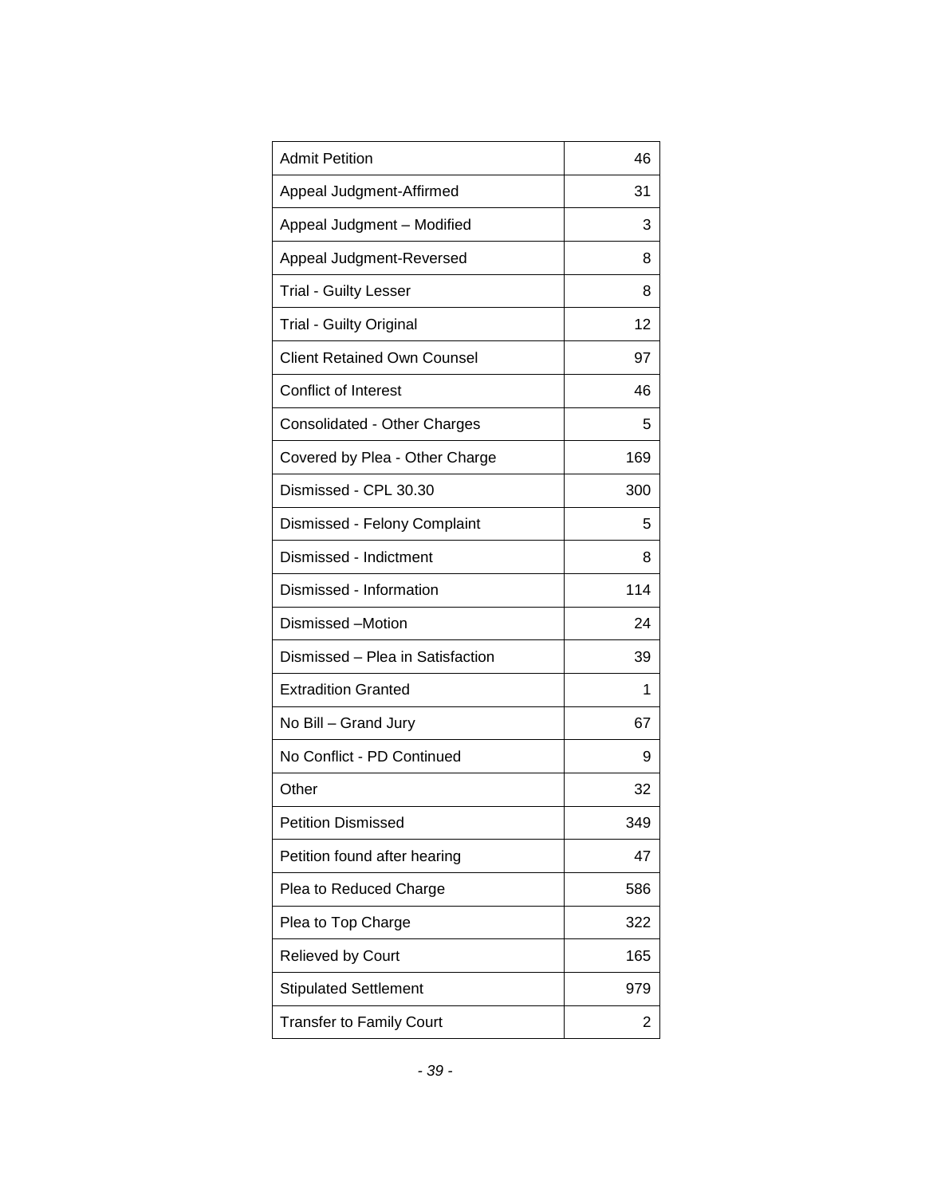| Admit Petition | 46 |
|---|---|
| Appeal Judgment-Affirmed | 31 |
| Appeal Judgment – Modified | 3 |
| Appeal Judgment-Reversed | 8 |
| Trial - Guilty Lesser | 8 |
| Trial - Guilty Original | 12 |
| Client Retained Own Counsel | 97 |
| Conflict of Interest | 46 |
| Consolidated - Other Charges | 5 |
| Covered by Plea - Other Charge | 169 |
| Dismissed - CPL 30.30 | 300 |
| Dismissed - Felony Complaint | 5 |
| Dismissed - Indictment | 8 |
| Dismissed - Information | 114 |
| Dismissed –Motion | 24 |
| Dismissed – Plea in Satisfaction | 39 |
| Extradition Granted | 1 |
| No Bill – Grand Jury | 67 |
| No Conflict - PD Continued | 9 |
| Other | 32 |
| Petition Dismissed | 349 |
| Petition found after hearing | 47 |
| Plea to Reduced Charge | 586 |
| Plea to Top Charge | 322 |
| Relieved by Court | 165 |
| Stipulated Settlement | 979 |
| Transfer to Family Court | 2 |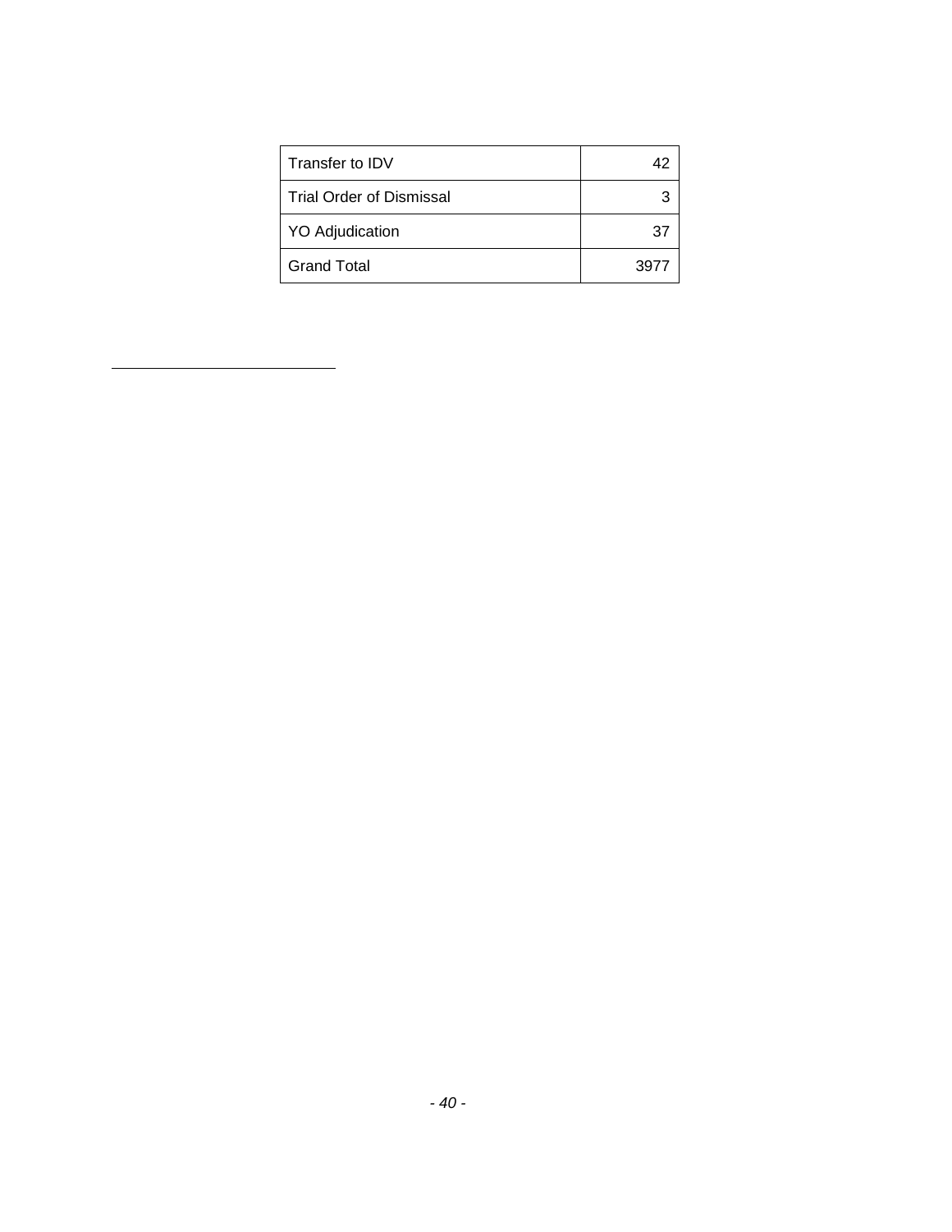| | |
|---|---|
| Transfer to IDV | 42 |
| Trial Order of Dismissal | 3 |
| YO Adjudication | 37 |
| Grand Total | 3977 |